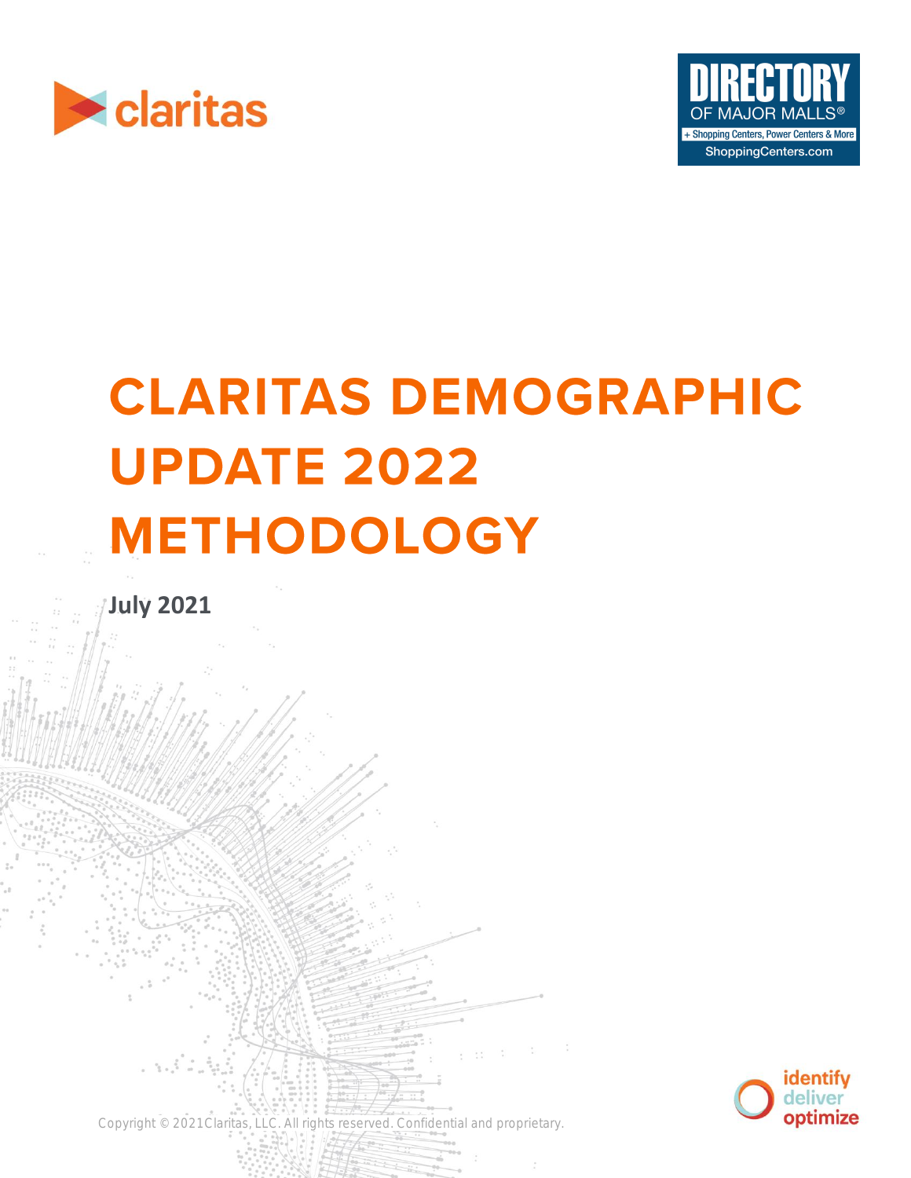# CLARITAS DEMOGRAPHIC UPDATE 2022 METHODOLOGY

**July 2021**

Copyright © 2021 Claritas, LLC. All rights reserved. Confidential and proprietary.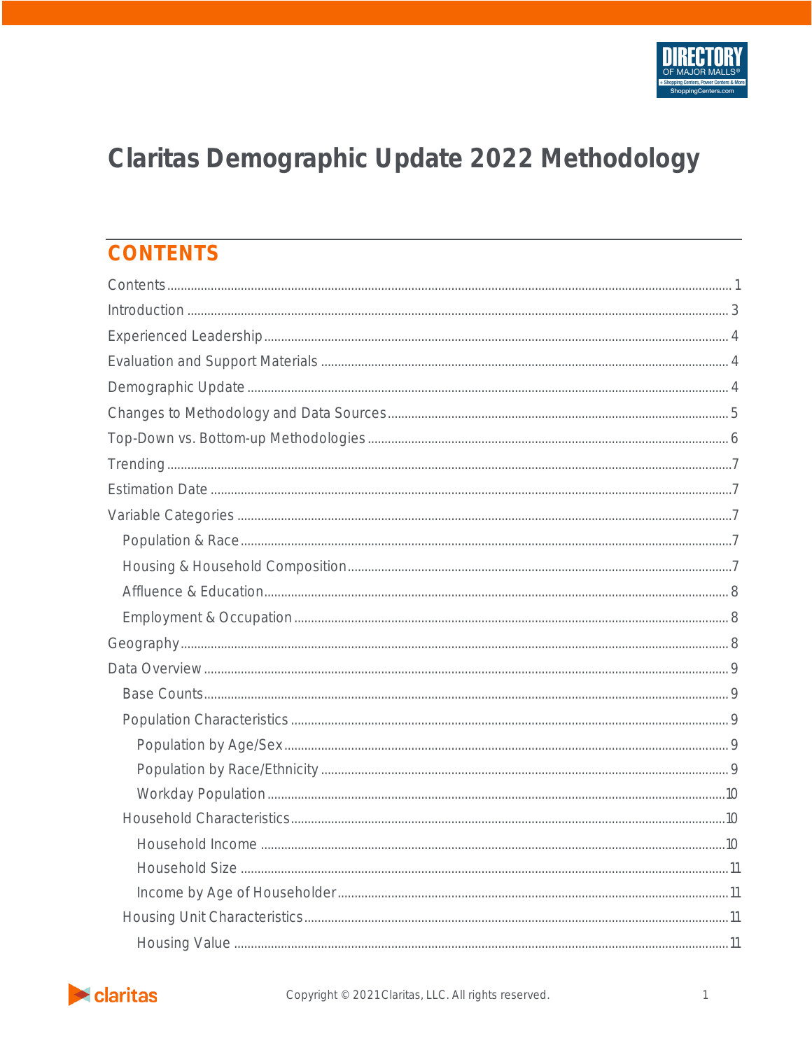# Claritas Demographic Update 2022 Methodology

## CONTENTS

- Contents ..... 1
- Introduction ..... 3
- Experienced Leadership ..... 4
- Evaluation and Support Materials ..... 4
- Demographic Update ..... 4
- Changes to Methodology and Data Sources ..... 5
- Top-Down vs. Bottom-up Methodologies ..... 6
- Trending ..... 7
- Estimation Date ..... 7
- Variable Categories ..... 7
  - Population & Race ..... 7
  - Housing & Household Composition ..... 7
  - Affluence & Education ..... 8
  - Employment & Occupation ..... 8
- Geography ..... 8
- Data Overview ..... 9
  - Base Counts ..... 9
  - Population Characteristics ..... 9
    - Population by Age/Sex ..... 9
    - Population by Race/Ethnicity ..... 9
    - Workday Population ..... 10
  - Household Characteristics ..... 10
    - Household Income ..... 10
    - Household Size ..... 11
    - Income by Age of Householder ..... 11
  - Housing Unit Characteristics ..... 11
    - Housing Value ..... 11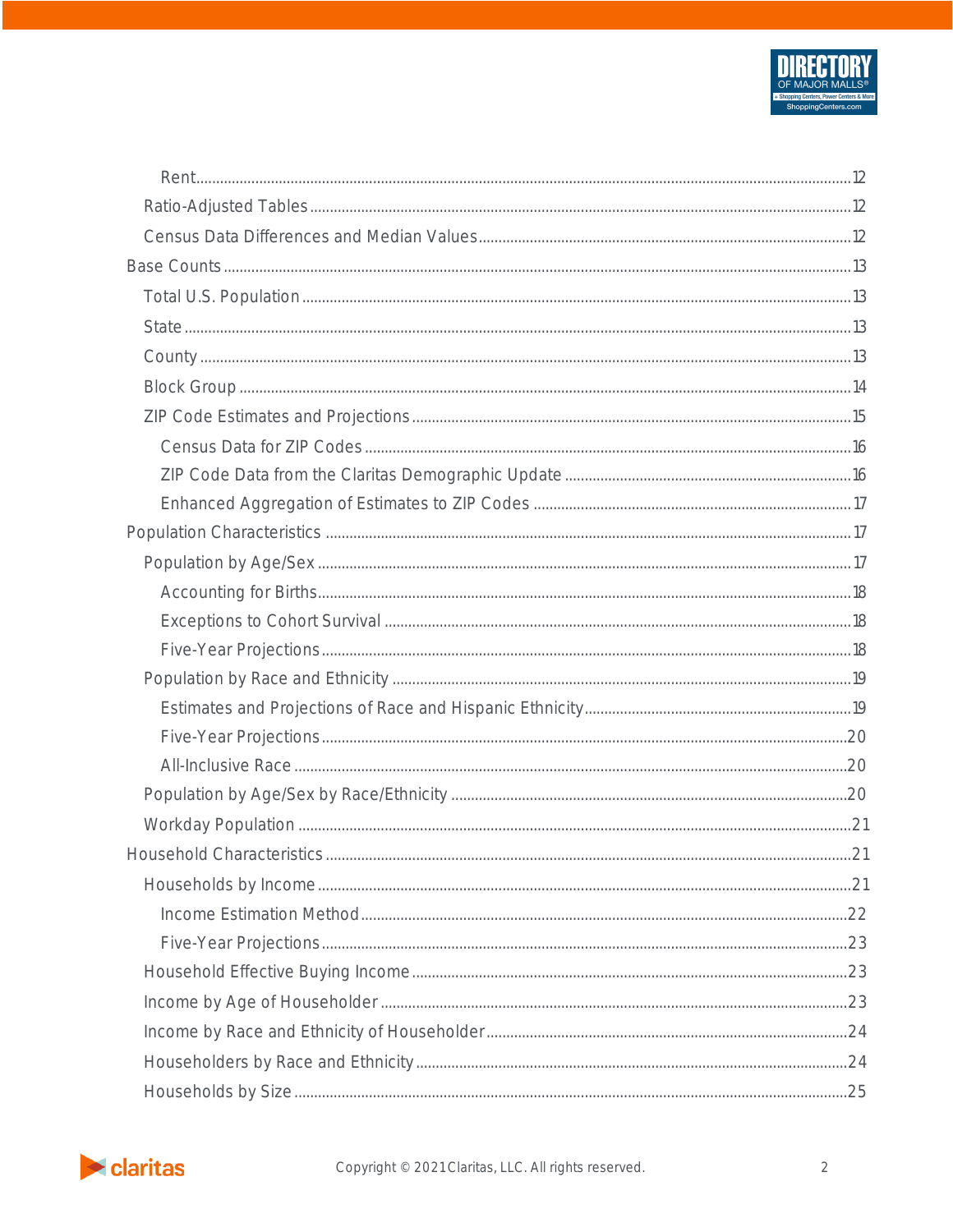- Rent ..... 12
- Ratio-Adjusted Tables ..... 12
- Census Data Differences and Median Values ..... 12

Base Counts ..... 13

- Total U.S. Population ..... 13
- State ..... 13
- County ..... 13
- Block Group ..... 14
- ZIP Code Estimates and Projections ..... 15
  - Census Data for ZIP Codes ..... 16
  - ZIP Code Data from the Claritas Demographic Update ..... 16
  - Enhanced Aggregation of Estimates to ZIP Codes ..... 17

Population Characteristics ..... 17

- Population by Age/Sex ..... 17
  - Accounting for Births ..... 18
  - Exceptions to Cohort Survival ..... 18
  - Five-Year Projections ..... 18
- Population by Race and Ethnicity ..... 19
  - Estimates and Projections of Race and Hispanic Ethnicity ..... 19
  - Five-Year Projections ..... 20
  - All-Inclusive Race ..... 20
- Population by Age/Sex by Race/Ethnicity ..... 20
- Workday Population ..... 21

Household Characteristics ..... 21

- Households by Income ..... 21
  - Income Estimation Method ..... 22
  - Five-Year Projections ..... 23
- Household Effective Buying Income ..... 23
- Income by Age of Householder ..... 23
- Income by Race and Ethnicity of Householder ..... 24
- Householders by Race and Ethnicity ..... 24
- Households by Size ..... 25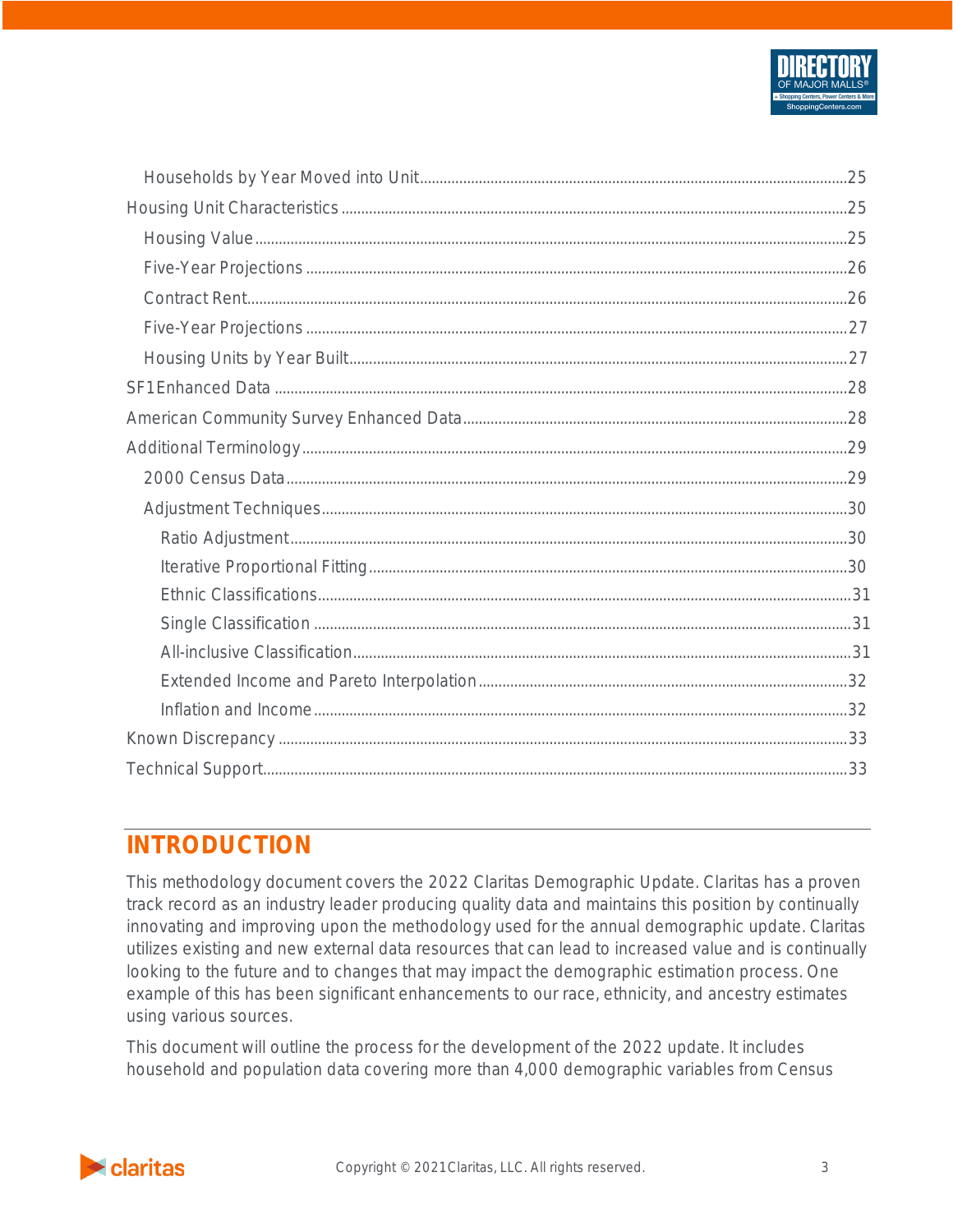Households by Year Moved into Unit ............................................................................................ 25

Housing Unit Characteristics ............................................................................................ 25

Housing Value ............................................................................................ 25

Five-Year Projections ............................................................................................ 26

Contract Rent ............................................................................................ 26

Five-Year Projections ............................................................................................ 27

Housing Units by Year Built ............................................................................................ 27

SF1Enhanced Data ............................................................................................ 28

American Community Survey Enhanced Data ............................................................................................ 28

Additional Terminology ............................................................................................ 29

2000 Census Data ............................................................................................ 29

Adjustment Techniques ............................................................................................ 30

Ratio Adjustment ............................................................................................ 30

Iterative Proportional Fitting ............................................................................................ 30

Ethnic Classifications ............................................................................................ 31

Single Classification ............................................................................................ 31

All-inclusive Classification ............................................................................................ 31

Extended Income and Pareto Interpolation ............................................................................................ 32

Inflation and Income ............................................................................................ 32

Known Discrepancy ............................................................................................ 33

Technical Support ............................................................................................ 33

# INTRODUCTION

This methodology document covers the 2022 Claritas Demographic Update. Claritas has a proven track record as an industry leader producing quality data and maintains this position by continually innovating and improving upon the methodology used for the annual demographic update. Claritas utilizes existing and new external data resources that can lead to increased value and is continually looking to the future and to changes that may impact the demographic estimation process. One example of this has been significant enhancements to our race, ethnicity, and ancestry estimates using various sources.

This document will outline the process for the development of the 2022 update. It includes household and population data covering more than 4,000 demographic variables from Census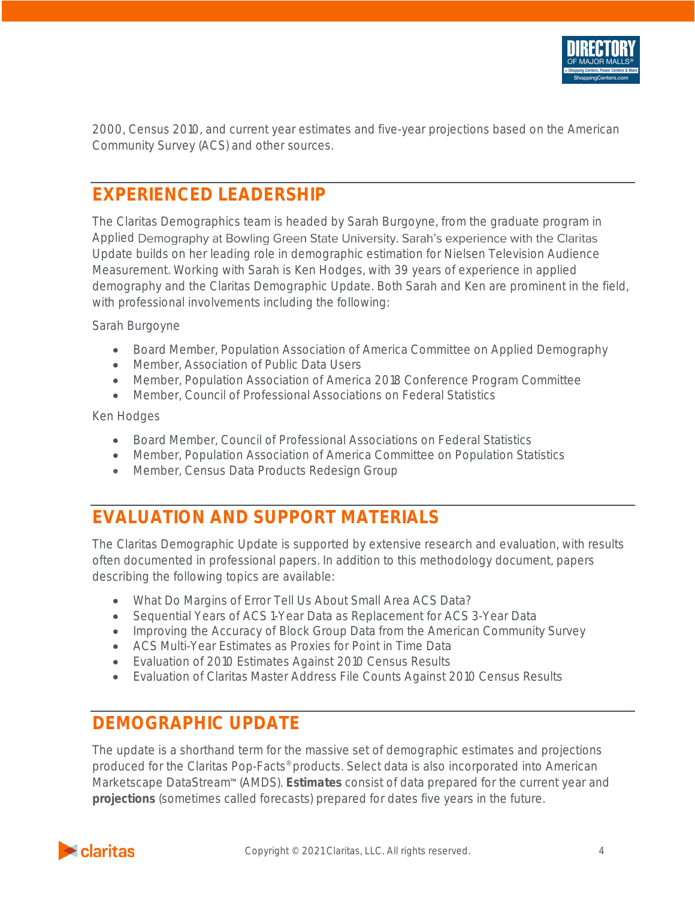2000, Census 2010, and current year estimates and five-year projections based on the American Community Survey (ACS) and other sources.

## EXPERIENCED LEADERSHIP

The Claritas Demographics team is headed by Sarah Burgoyne, from the graduate program in Applied Demography at Bowling Green State University. Sarah's experience with the Claritas Update builds on her leading role in demographic estimation for Nielsen Television Audience Measurement. Working with Sarah is Ken Hodges, with 39 years of experience in applied demography and the Claritas Demographic Update. Both Sarah and Ken are prominent in the field, with professional involvements including the following:

Sarah Burgoyne

- Board Member, Population Association of America Committee on Applied Demography
- Member, Association of Public Data Users
- Member, Population Association of America 2018 Conference Program Committee
- Member, Council of Professional Associations on Federal Statistics

Ken Hodges

- Board Member, Council of Professional Associations on Federal Statistics
- Member, Population Association of America Committee on Population Statistics
- Member, Census Data Products Redesign Group

## EVALUATION AND SUPPORT MATERIALS

The Claritas Demographic Update is supported by extensive research and evaluation, with results often documented in professional papers. In addition to this methodology document, papers describing the following topics are available:

- What Do Margins of Error Tell Us About Small Area ACS Data?
- Sequential Years of ACS 1-Year Data as Replacement for ACS 3-Year Data
- Improving the Accuracy of Block Group Data from the American Community Survey
- ACS Multi-Year Estimates as Proxies for Point in Time Data
- Evaluation of 2010 Estimates Against 2010 Census Results
- Evaluation of Claritas Master Address File Counts Against 2010 Census Results

## DEMOGRAPHIC UPDATE

The update is a shorthand term for the massive set of demographic estimates and projections produced for the Claritas Pop-Facts® products. Select data is also incorporated into American Marketscape DataStream™ (AMDS). **Estimates** consist of data prepared for the current year and **projections** (sometimes called forecasts) prepared for dates five years in the future.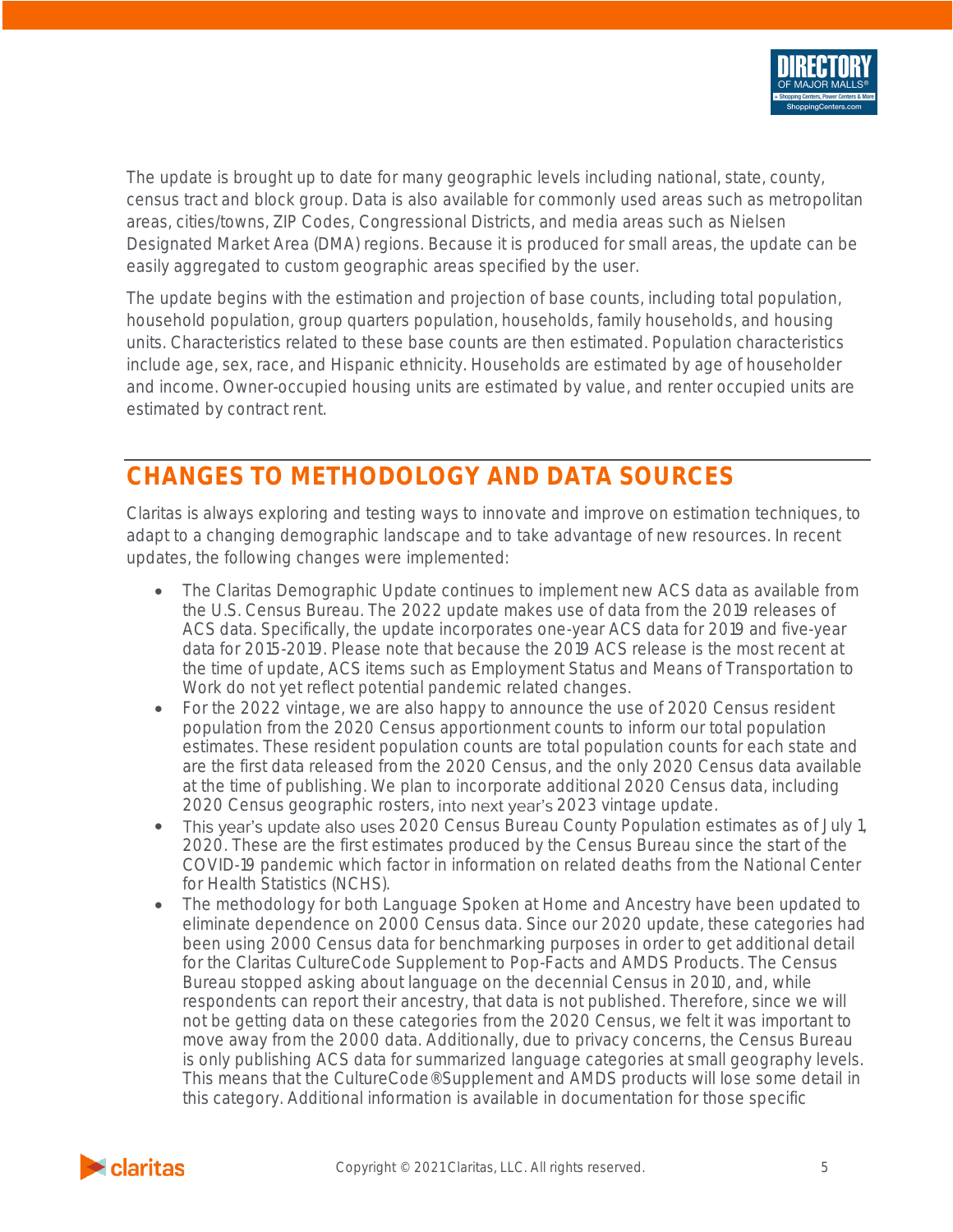The update is brought up to date for many geographic levels including national, state, county, census tract and block group. Data is also available for commonly used areas such as metropolitan areas, cities/towns, ZIP Codes, Congressional Districts, and media areas such as Nielsen Designated Market Area (DMA) regions. Because it is produced for small areas, the update can be easily aggregated to custom geographic areas specified by the user.

The update begins with the estimation and projection of base counts, including total population, household population, group quarters population, households, family households, and housing units. Characteristics related to these base counts are then estimated. Population characteristics include age, sex, race, and Hispanic ethnicity. Households are estimated by age of householder and income. Owner-occupied housing units are estimated by value, and renter occupied units are estimated by contract rent.

## CHANGES TO METHODOLOGY AND DATA SOURCES

Claritas is always exploring and testing ways to innovate and improve on estimation techniques, to adapt to a changing demographic landscape and to take advantage of new resources. In recent updates, the following changes were implemented:

- The Claritas Demographic Update continues to implement new ACS data as available from the U.S. Census Bureau. The 2022 update makes use of data from the 2019 releases of ACS data. Specifically, the update incorporates one-year ACS data for 2019 and five-year data for 2015-2019. Please note that because the 2019 ACS release is the most recent at the time of update, ACS items such as Employment Status and Means of Transportation to Work do not yet reflect potential pandemic related changes.
- For the 2022 vintage, we are also happy to announce the use of 2020 Census resident population from the 2020 Census apportionment counts to inform our total population estimates. These resident population counts are total population counts for each state and are the first data released from the 2020 Census, and the only 2020 Census data available at the time of publishing. We plan to incorporate additional 2020 Census data, including 2020 Census geographic rosters, into next year's 2023 vintage update.
- This year's update also uses 2020 Census Bureau County Population estimates as of July 1, 2020. These are the first estimates produced by the Census Bureau since the start of the COVID-19 pandemic which factor in information on related deaths from the National Center for Health Statistics (NCHS).
- The methodology for both Language Spoken at Home and Ancestry have been updated to eliminate dependence on 2000 Census data. Since our 2020 update, these categories had been using 2000 Census data for benchmarking purposes in order to get additional detail for the Claritas CultureCode Supplement to Pop-Facts and AMDS Products. The Census Bureau stopped asking about language on the decennial Census in 2010, and, while respondents can report their ancestry, that data is not published. Therefore, since we will not be getting data on these categories from the 2020 Census, we felt it was important to move away from the 2000 data. Additionally, due to privacy concerns, the Census Bureau is only publishing ACS data for summarized language categories at small geography levels. This means that the CultureCode®Supplement and AMDS products will lose some detail in this category. Additional information is available in documentation for those specific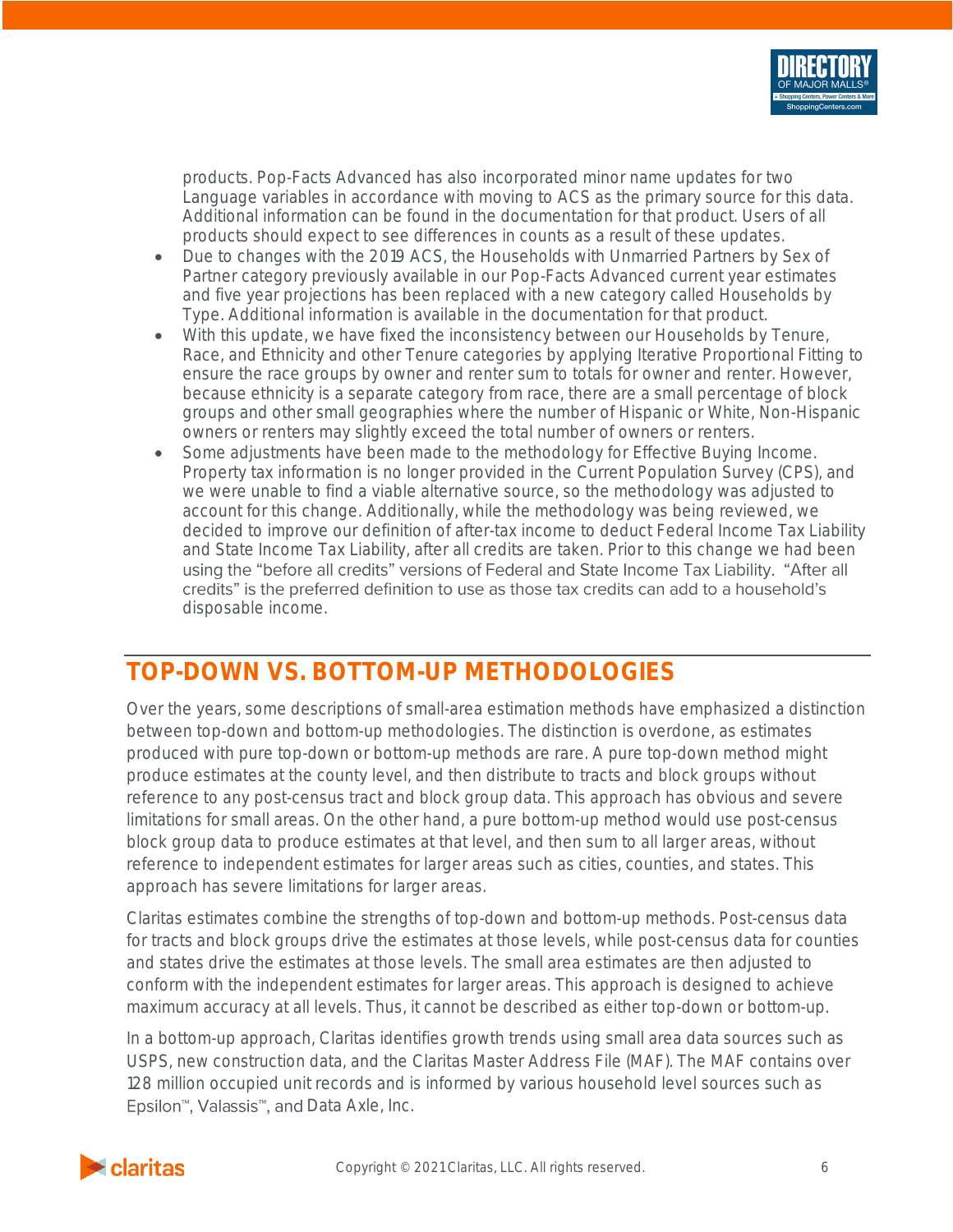products. Pop-Facts Advanced has also incorporated minor name updates for two Language variables in accordance with moving to ACS as the primary source for this data. Additional information can be found in the documentation for that product. Users of all products should expect to see differences in counts as a result of these updates.

- Due to changes with the 2019 ACS, the Households with Unmarried Partners by Sex of Partner category previously available in our Pop-Facts Advanced current year estimates and five year projections has been replaced with a new category called Households by Type. Additional information is available in the documentation for that product.
- With this update, we have fixed the inconsistency between our Households by Tenure, Race, and Ethnicity and other Tenure categories by applying Iterative Proportional Fitting to ensure the race groups by owner and renter sum to totals for owner and renter. However, because ethnicity is a separate category from race, there are a small percentage of block groups and other small geographies where the number of Hispanic or White, Non-Hispanic owners or renters may slightly exceed the total number of owners or renters.
- Some adjustments have been made to the methodology for Effective Buying Income. Property tax information is no longer provided in the Current Population Survey (CPS), and we were unable to find a viable alternative source, so the methodology was adjusted to account for this change. Additionally, while the methodology was being reviewed, we decided to improve our definition of after-tax income to deduct Federal Income Tax Liability and State Income Tax Liability, after all credits are taken. Prior to this change we had been using the "before all credits" versions of Federal and State Income Tax Liability. "After all credits" is the preferred definition to use as those tax credits can add to a household's disposable income.

## TOP-DOWN VS. BOTTOM-UP METHODOLOGIES

Over the years, some descriptions of small-area estimation methods have emphasized a distinction between top-down and bottom-up methodologies. The distinction is overdone, as estimates produced with pure top-down or bottom-up methods are rare. A pure top-down method might produce estimates at the county level, and then distribute to tracts and block groups without reference to any post-census tract and block group data. This approach has obvious and severe limitations for small areas. On the other hand, a pure bottom-up method would use post-census block group data to produce estimates at that level, and then sum to all larger areas, without reference to independent estimates for larger areas such as cities, counties, and states. This approach has severe limitations for larger areas.

Claritas estimates combine the strengths of top-down and bottom-up methods. Post-census data for tracts and block groups drive the estimates at those levels, while post-census data for counties and states drive the estimates at those levels. The small area estimates are then adjusted to conform with the independent estimates for larger areas. This approach is designed to achieve maximum accuracy at all levels. Thus, it cannot be described as either top-down or bottom-up.

In a bottom-up approach, Claritas identifies growth trends using small area data sources such as USPS, new construction data, and the Claritas Master Address File (MAF). The MAF contains over 128 million occupied unit records and is informed by various household level sources such as Epsilon™, Valassis™, and Data Axle, Inc.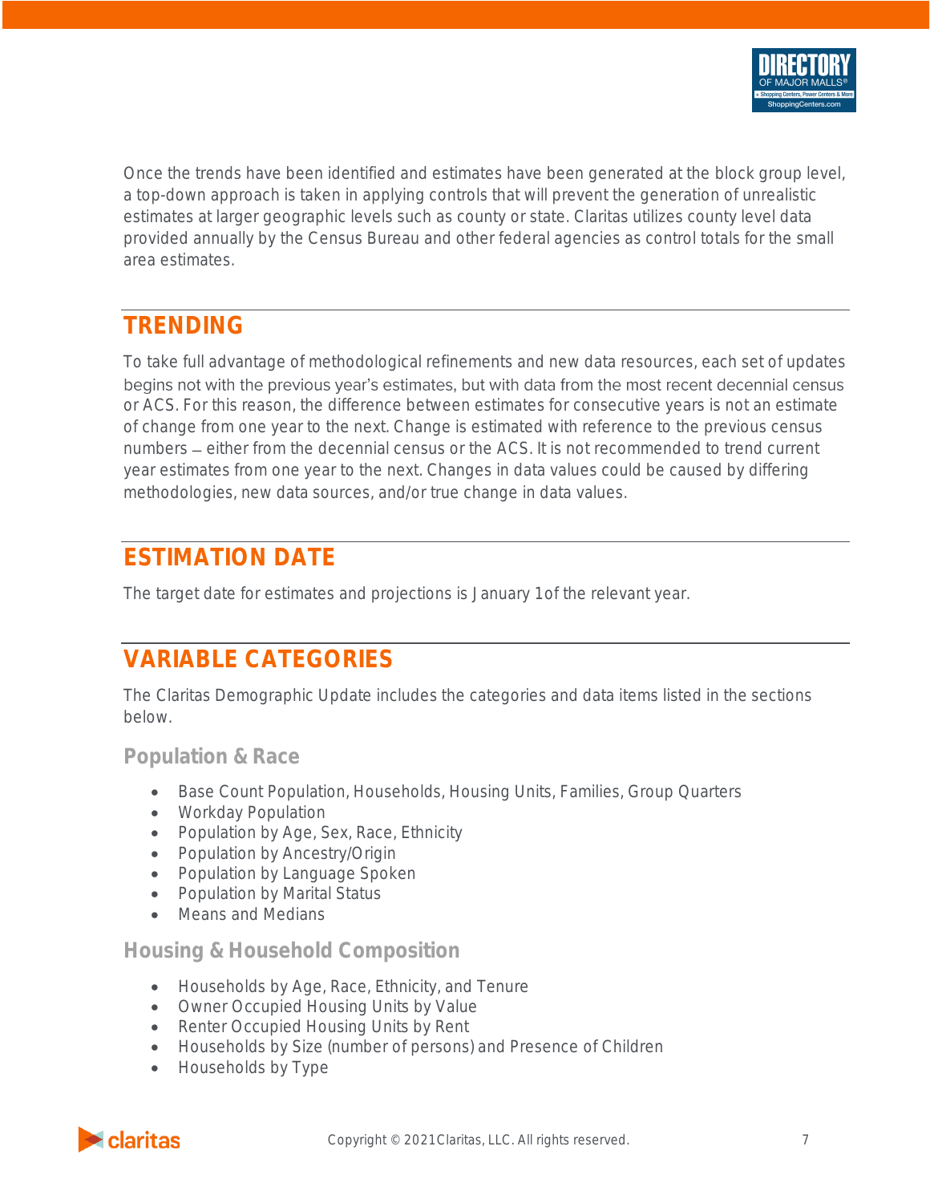Once the trends have been identified and estimates have been generated at the block group level, a top-down approach is taken in applying controls that will prevent the generation of unrealistic estimates at larger geographic levels such as county or state. Claritas utilizes county level data provided annually by the Census Bureau and other federal agencies as control totals for the small area estimates.

## TRENDING

To take full advantage of methodological refinements and new data resources, each set of updates begins not with the previous year's estimates, but with data from the most recent decennial census or ACS. For this reason, the difference between estimates for consecutive years is not an estimate of change from one year to the next. Change is estimated with reference to the previous census numbers – either from the decennial census or the ACS. It is not recommended to trend current year estimates from one year to the next. Changes in data values could be caused by differing methodologies, new data sources, and/or true change in data values.

## ESTIMATION DATE

The target date for estimates and projections is January 1 of the relevant year.

## VARIABLE CATEGORIES

The Claritas Demographic Update includes the categories and data items listed in the sections below.

### Population & Race

- Base Count Population, Households, Housing Units, Families, Group Quarters
- Workday Population
- Population by Age, Sex, Race, Ethnicity
- Population by Ancestry/Origin
- Population by Language Spoken
- Population by Marital Status
- Means and Medians

### Housing & Household Composition

- Households by Age, Race, Ethnicity, and Tenure
- Owner Occupied Housing Units by Value
- Renter Occupied Housing Units by Rent
- Households by Size (number of persons) and Presence of Children
- Households by Type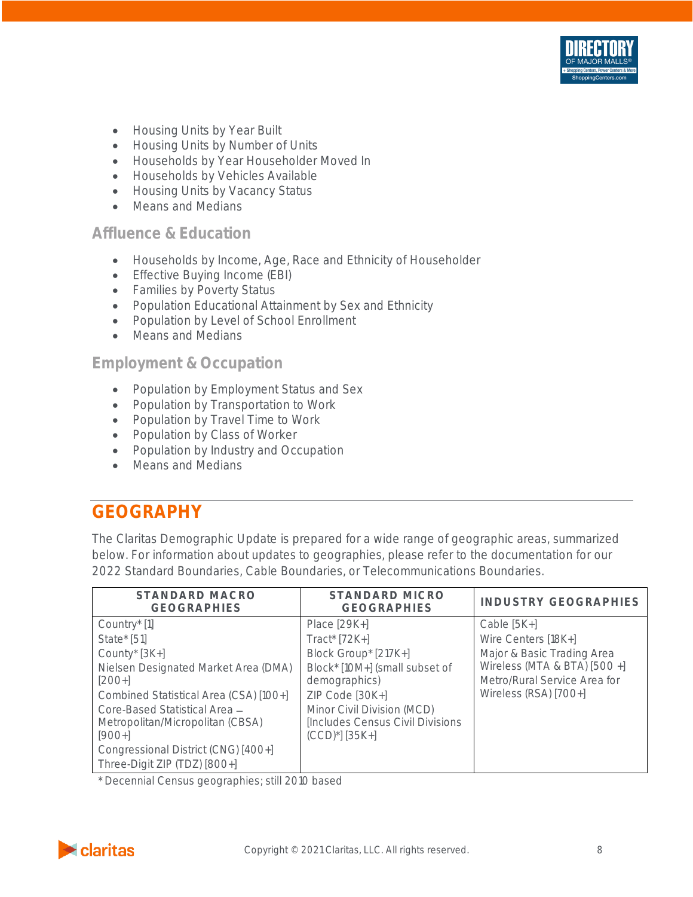- Housing Units by Year Built
- Housing Units by Number of Units
- Households by Year Householder Moved In
- Households by Vehicles Available
- Housing Units by Vacancy Status
- Means and Medians

### Affluence & Education

- Households by Income, Age, Race and Ethnicity of Householder
- Effective Buying Income (EBI)
- Families by Poverty Status
- Population Educational Attainment by Sex and Ethnicity
- Population by Level of School Enrollment
- Means and Medians

### Employment & Occupation

- Population by Employment Status and Sex
- Population by Transportation to Work
- Population by Travel Time to Work
- Population by Class of Worker
- Population by Industry and Occupation
- Means and Medians

## GEOGRAPHY

The Claritas Demographic Update is prepared for a wide range of geographic areas, summarized below. For information about updates to geographies, please refer to the documentation for our 2022 Standard Boundaries, Cable Boundaries, or Telecommunications Boundaries.

| STANDARD MACRO GEOGRAPHIES | STANDARD MICRO GEOGRAPHIES | INDUSTRY GEOGRAPHIES |
|---|---|---|
| Country* [1]<br>State* [51]<br>County* [3K+]<br>Nielsen Designated Market Area (DMA) [200+]<br>Combined Statistical Area (CSA) [100+]<br>Core-Based Statistical Area – Metropolitan/Micropolitan (CBSA) [900+]<br>Congressional District (CNG) [400+]<br>Three-Digit ZIP (TDZ) [800+] | Place [29K+]<br>Tract* [72K+]<br>Block Group* [217K+]<br>Block* [10M+] (small subset of demographics)<br>ZIP Code [30K+]<br>Minor Civil Division (MCD) [Includes Census Civil Divisions (CCD)*] [35K+] | Cable [5K+]<br>Wire Centers [18K+]<br>Major & Basic Trading Area Wireless (MTA & BTA) [500 +]<br>Metro/Rural Service Area for Wireless (RSA) [700+] |

*Decennial Census geographies; still 2010 based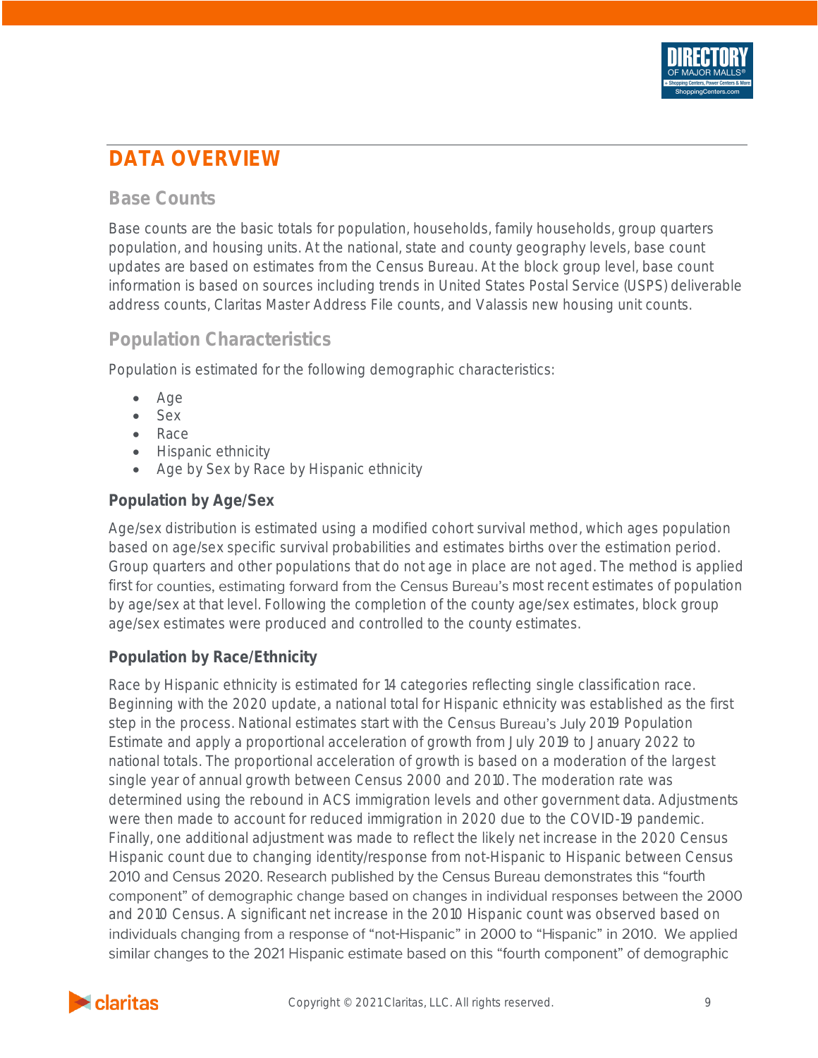# DATA OVERVIEW

## Base Counts

Base counts are the basic totals for population, households, family households, group quarters population, and housing units. At the national, state and county geography levels, base count updates are based on estimates from the Census Bureau. At the block group level, base count information is based on sources including trends in United States Postal Service (USPS) deliverable address counts, Claritas Master Address File counts, and Valassis new housing unit counts.

## Population Characteristics

Population is estimated for the following demographic characteristics:

- Age
- Sex
- Race
- Hispanic ethnicity
- Age by Sex by Race by Hispanic ethnicity

### Population by Age/Sex

Age/sex distribution is estimated using a modified cohort survival method, which ages population based on age/sex specific survival probabilities and estimates births over the estimation period. Group quarters and other populations that do not age in place are not aged. The method is applied first for counties, estimating forward from the Census Bureau's most recent estimates of population by age/sex at that level. Following the completion of the county age/sex estimates, block group age/sex estimates were produced and controlled to the county estimates.

### Population by Race/Ethnicity

Race by Hispanic ethnicity is estimated for 14 categories reflecting single classification race. Beginning with the 2020 update, a national total for Hispanic ethnicity was established as the first step in the process. National estimates start with the Census Bureau's July 2019 Population Estimate and apply a proportional acceleration of growth from July 2019 to January 2022 to national totals. The proportional acceleration of growth is based on a moderation of the largest single year of annual growth between Census 2000 and 2010. The moderation rate was determined using the rebound in ACS immigration levels and other government data. Adjustments were then made to account for reduced immigration in 2020 due to the COVID-19 pandemic. Finally, one additional adjustment was made to reflect the likely net increase in the 2020 Census Hispanic count due to changing identity/response from not-Hispanic to Hispanic between Census 2010 and Census 2020. Research published by the Census Bureau demonstrates this "fourth component" of demographic change based on changes in individual responses between the 2000 and 2010 Census. A significant net increase in the 2010 Hispanic count was observed based on individuals changing from a response of "not-Hispanic" in 2000 to "Hispanic" in 2010. We applied similar changes to the 2021 Hispanic estimate based on this "fourth component" of demographic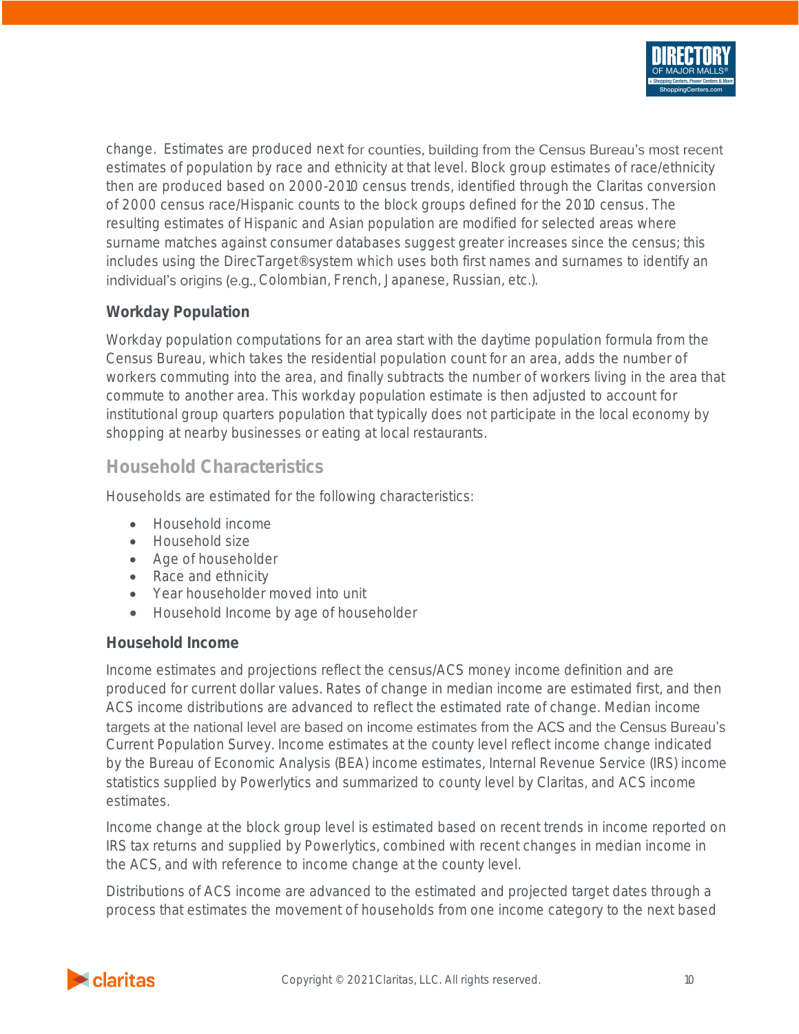change. Estimates are produced next for counties, building from the Census Bureau's most recent estimates of population by race and ethnicity at that level. Block group estimates of race/ethnicity then are produced based on 2000-2010 census trends, identified through the Claritas conversion of 2000 census race/Hispanic counts to the block groups defined for the 2010 census. The resulting estimates of Hispanic and Asian population are modified for selected areas where surname matches against consumer databases suggest greater increases since the census; this includes using the DirecTarget® system which uses both first names and surnames to identify an individual's origins (e.g., Colombian, French, Japanese, Russian, etc.).

### Workday Population

Workday population computations for an area start with the daytime population formula from the Census Bureau, which takes the residential population count for an area, adds the number of workers commuting into the area, and finally subtracts the number of workers living in the area that commute to another area. This workday population estimate is then adjusted to account for institutional group quarters population that typically does not participate in the local economy by shopping at nearby businesses or eating at local restaurants.

## Household Characteristics

Households are estimated for the following characteristics:

- Household income
- Household size
- Age of householder
- Race and ethnicity
- Year householder moved into unit
- Household Income by age of householder

### Household Income

Income estimates and projections reflect the census/ACS money income definition and are produced for current dollar values. Rates of change in median income are estimated first, and then ACS income distributions are advanced to reflect the estimated rate of change. Median income targets at the national level are based on income estimates from the ACS and the Census Bureau's Current Population Survey. Income estimates at the county level reflect income change indicated by the Bureau of Economic Analysis (BEA) income estimates, Internal Revenue Service (IRS) income statistics supplied by Powerlytics and summarized to county level by Claritas, and ACS income estimates.

Income change at the block group level is estimated based on recent trends in income reported on IRS tax returns and supplied by Powerlytics, combined with recent changes in median income in the ACS, and with reference to income change at the county level.

Distributions of ACS income are advanced to the estimated and projected target dates through a process that estimates the movement of households from one income category to the next based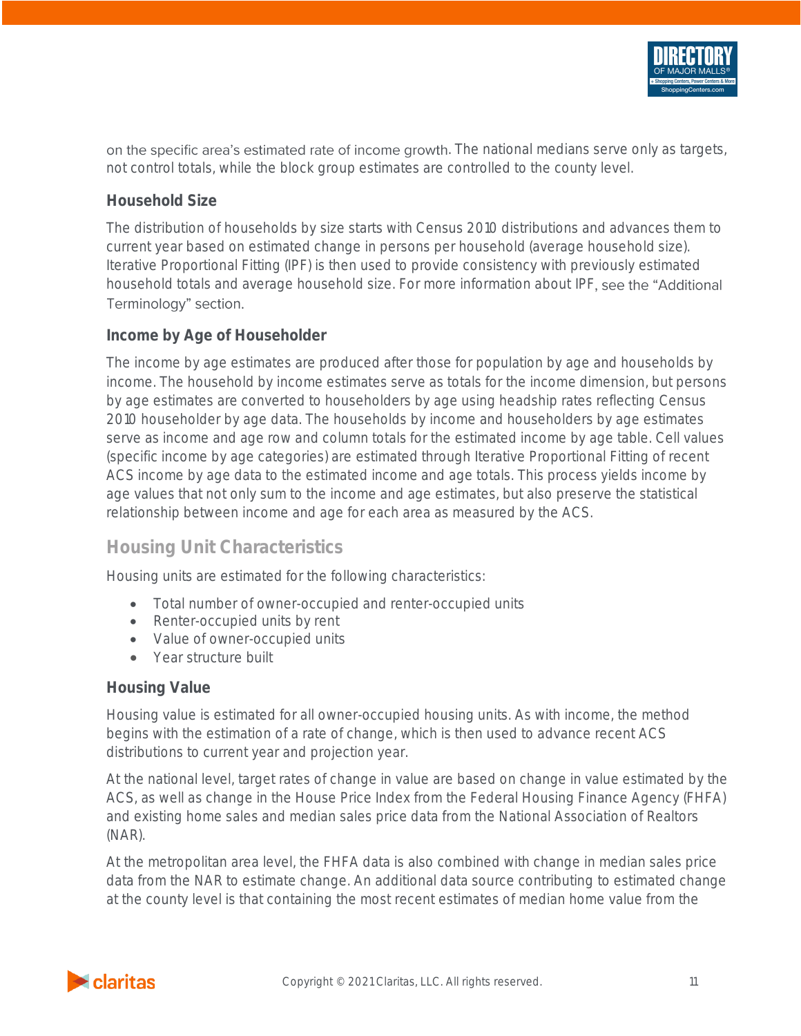on the specific area's estimated rate of income growth. The national medians serve only as targets, not control totals, while the block group estimates are controlled to the county level.

### Household Size

The distribution of households by size starts with Census 2010 distributions and advances them to current year based on estimated change in persons per household (average household size). Iterative Proportional Fitting (IPF) is then used to provide consistency with previously estimated household totals and average household size. For more information about IPF, see the "Additional Terminology" section.

### Income by Age of Householder

The income by age estimates are produced after those for population by age and households by income. The household by income estimates serve as totals for the income dimension, but persons by age estimates are converted to householders by age using headship rates reflecting Census 2010 householder by age data. The households by income and householders by age estimates serve as income and age row and column totals for the estimated income by age table. Cell values (specific income by age categories) are estimated through Iterative Proportional Fitting of recent ACS income by age data to the estimated income and age totals. This process yields income by age values that not only sum to the income and age estimates, but also preserve the statistical relationship between income and age for each area as measured by the ACS.

## Housing Unit Characteristics

Housing units are estimated for the following characteristics:

- Total number of owner-occupied and renter-occupied units
- Renter-occupied units by rent
- Value of owner-occupied units
- Year structure built

### Housing Value

Housing value is estimated for all owner-occupied housing units. As with income, the method begins with the estimation of a rate of change, which is then used to advance recent ACS distributions to current year and projection year.

At the national level, target rates of change in value are based on change in value estimated by the ACS, as well as change in the House Price Index from the Federal Housing Finance Agency (FHFA) and existing home sales and median sales price data from the National Association of Realtors (NAR).

At the metropolitan area level, the FHFA data is also combined with change in median sales price data from the NAR to estimate change. An additional data source contributing to estimated change at the county level is that containing the most recent estimates of median home value from the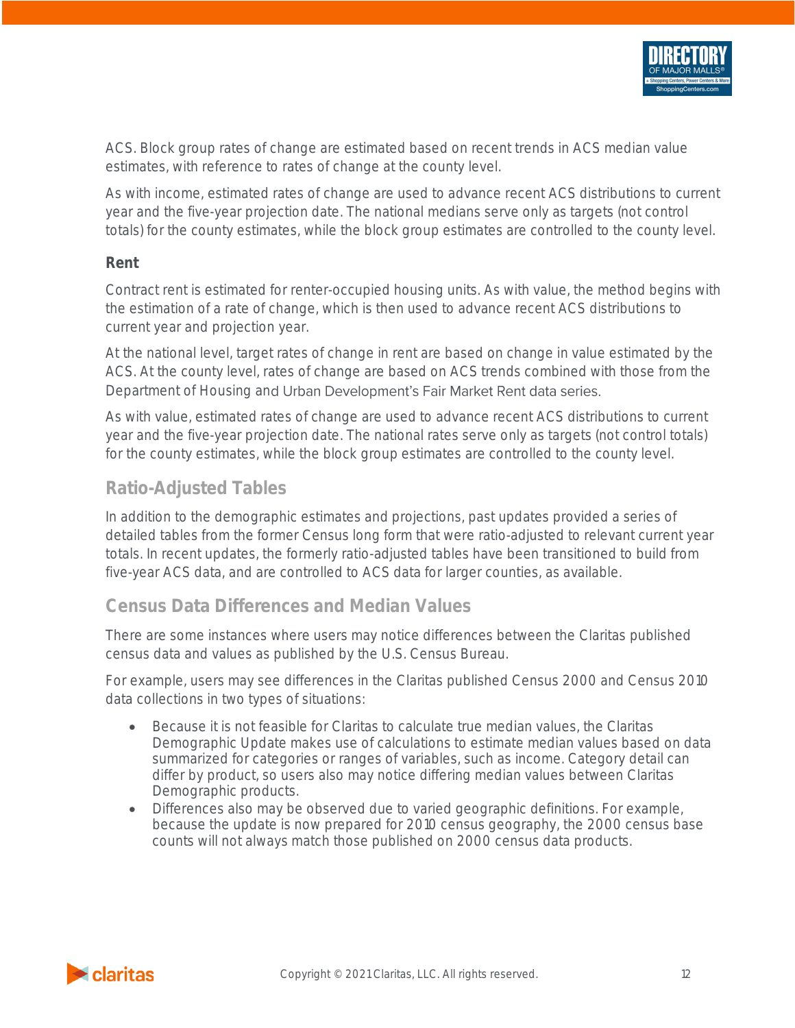ACS. Block group rates of change are estimated based on recent trends in ACS median value estimates, with reference to rates of change at the county level.

As with income, estimated rates of change are used to advance recent ACS distributions to current year and the five-year projection date. The national medians serve only as targets (not control totals) for the county estimates, while the block group estimates are controlled to the county level.

### Rent

Contract rent is estimated for renter-occupied housing units. As with value, the method begins with the estimation of a rate of change, which is then used to advance recent ACS distributions to current year and projection year.

At the national level, target rates of change in rent are based on change in value estimated by the ACS. At the county level, rates of change are based on ACS trends combined with those from the Department of Housing and Urban Development's Fair Market Rent data series.

As with value, estimated rates of change are used to advance recent ACS distributions to current year and the five-year projection date. The national rates serve only as targets (not control totals) for the county estimates, while the block group estimates are controlled to the county level.

## Ratio-Adjusted Tables

In addition to the demographic estimates and projections, past updates provided a series of detailed tables from the former Census long form that were ratio-adjusted to relevant current year totals. In recent updates, the formerly ratio-adjusted tables have been transitioned to build from five-year ACS data, and are controlled to ACS data for larger counties, as available.

## Census Data Differences and Median Values

There are some instances where users may notice differences between the Claritas published census data and values as published by the U.S. Census Bureau.

For example, users may see differences in the Claritas published Census 2000 and Census 2010 data collections in two types of situations:

- Because it is not feasible for Claritas to calculate true median values, the Claritas Demographic Update makes use of calculations to estimate median values based on data summarized for categories or ranges of variables, such as income. Category detail can differ by product, so users also may notice differing median values between Claritas Demographic products.
- Differences also may be observed due to varied geographic definitions. For example, because the update is now prepared for 2010 census geography, the 2000 census base counts will not always match those published on 2000 census data products.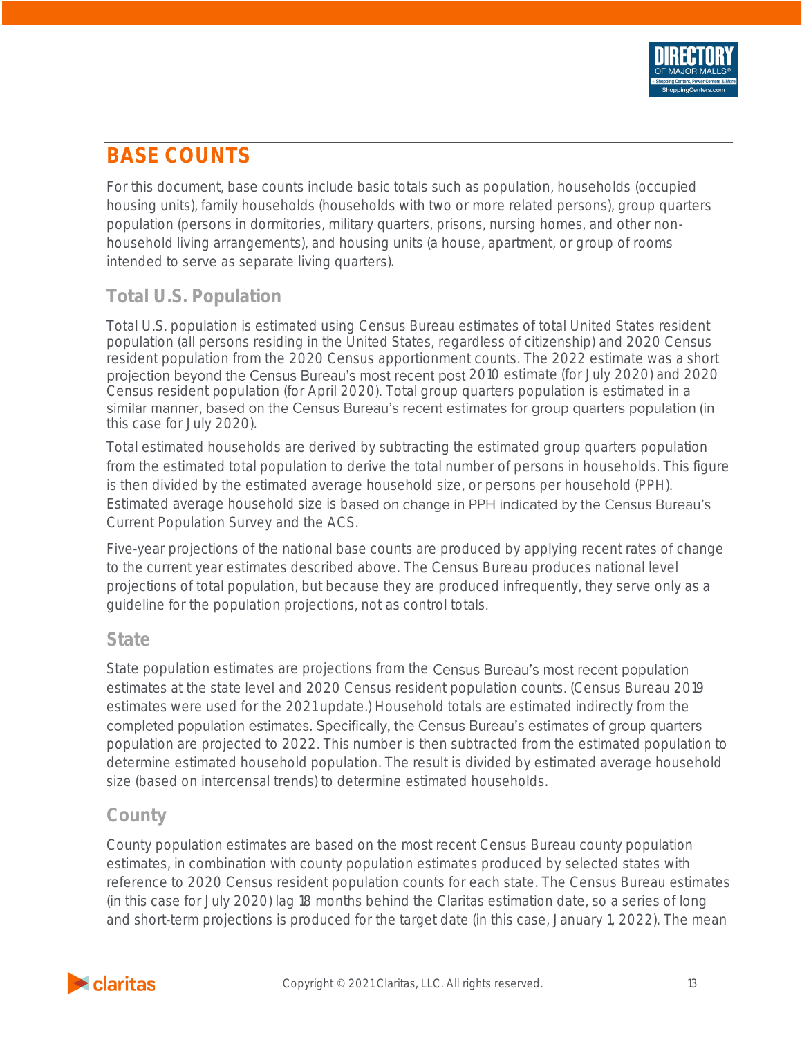# BASE COUNTS

For this document, base counts include basic totals such as population, households (occupied housing units), family households (households with two or more related persons), group quarters population (persons in dormitories, military quarters, prisons, nursing homes, and other non-household living arrangements), and housing units (a house, apartment, or group of rooms intended to serve as separate living quarters).

## Total U.S. Population

Total U.S. population is estimated using Census Bureau estimates of total United States resident population (all persons residing in the United States, regardless of citizenship) and 2020 Census resident population from the 2020 Census apportionment counts. The 2022 estimate was a short projection beyond the Census Bureau's most recent post 2010 estimate (for July 2020) and 2020 Census resident population (for April 2020). Total group quarters population is estimated in a similar manner, based on the Census Bureau's recent estimates for group quarters population (in this case for July 2020).

Total estimated households are derived by subtracting the estimated group quarters population from the estimated total population to derive the total number of persons in households. This figure is then divided by the estimated average household size, or persons per household (PPH). Estimated average household size is based on change in PPH indicated by the Census Bureau's Current Population Survey and the ACS.

Five-year projections of the national base counts are produced by applying recent rates of change to the current year estimates described above. The Census Bureau produces national level projections of total population, but because they are produced infrequently, they serve only as a guideline for the population projections, not as control totals.

## State

State population estimates are projections from the Census Bureau's most recent population estimates at the state level and 2020 Census resident population counts. (Census Bureau 2019 estimates were used for the 2021 update.) Household totals are estimated indirectly from the completed population estimates. Specifically, the Census Bureau's estimates of group quarters population are projected to 2022. This number is then subtracted from the estimated population to determine estimated household population. The result is divided by estimated average household size (based on intercensal trends) to determine estimated households.

## County

County population estimates are based on the most recent Census Bureau county population estimates, in combination with county population estimates produced by selected states with reference to 2020 Census resident population counts for each state. The Census Bureau estimates (in this case for July 2020) lag 18 months behind the Claritas estimation date, so a series of long and short-term projections is produced for the target date (in this case, January 1, 2022). The mean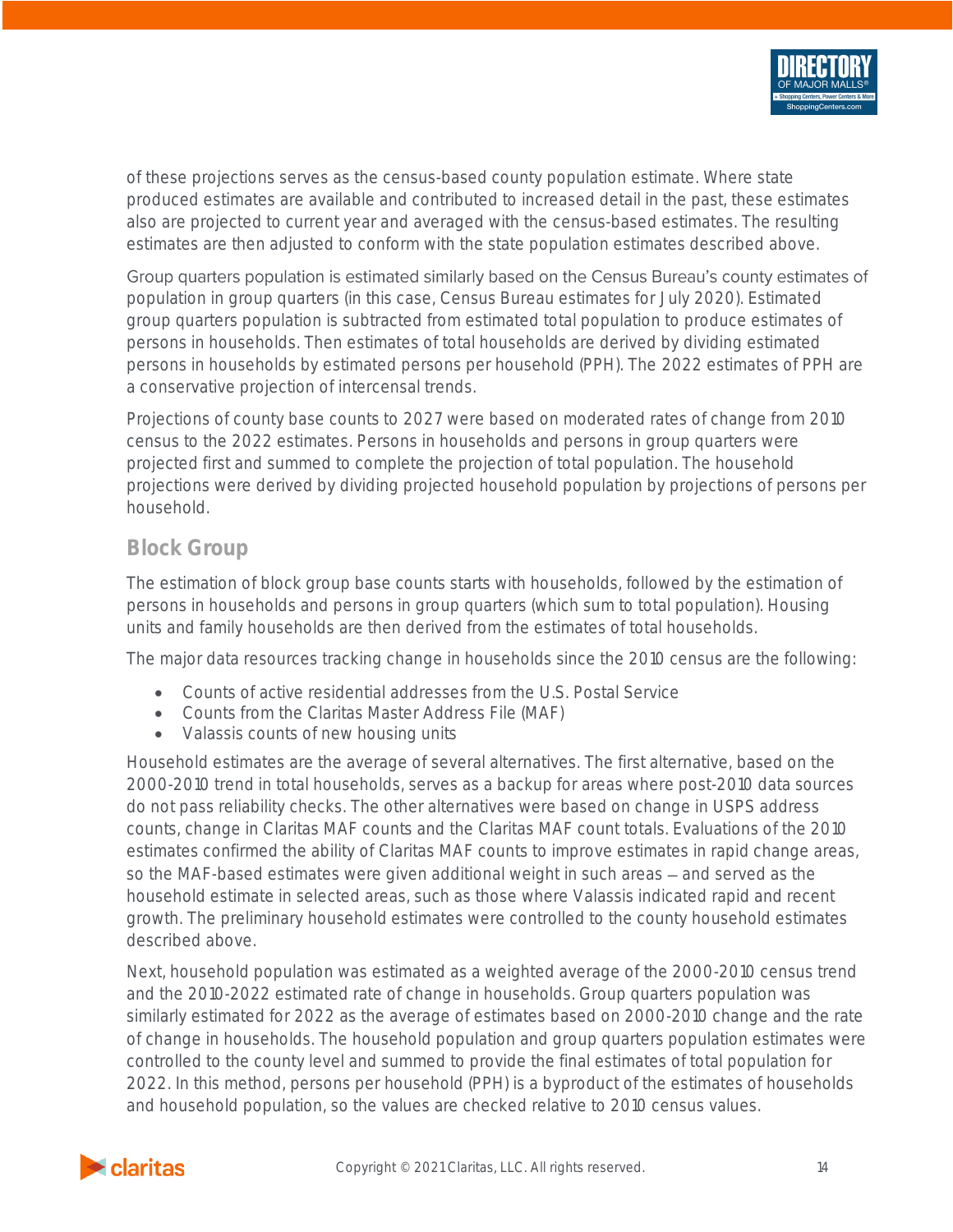of these projections serves as the census-based county population estimate. Where state produced estimates are available and contributed to increased detail in the past, these estimates also are projected to current year and averaged with the census-based estimates. The resulting estimates are then adjusted to conform with the state population estimates described above.

Group quarters population is estimated similarly based on the Census Bureau's county estimates of population in group quarters (in this case, Census Bureau estimates for July 2020). Estimated group quarters population is subtracted from estimated total population to produce estimates of persons in households. Then estimates of total households are derived by dividing estimated persons in households by estimated persons per household (PPH). The 2022 estimates of PPH are a conservative projection of intercensal trends.

Projections of county base counts to 2027 were based on moderated rates of change from 2010 census to the 2022 estimates. Persons in households and persons in group quarters were projected first and summed to complete the projection of total population. The household projections were derived by dividing projected household population by projections of persons per household.

## Block Group

The estimation of block group base counts starts with households, followed by the estimation of persons in households and persons in group quarters (which sum to total population). Housing units and family households are then derived from the estimates of total households.

The major data resources tracking change in households since the 2010 census are the following:

- Counts of active residential addresses from the U.S. Postal Service
- Counts from the Claritas Master Address File (MAF)
- Valassis counts of new housing units

Household estimates are the average of several alternatives. The first alternative, based on the 2000-2010 trend in total households, serves as a backup for areas where post-2010 data sources do not pass reliability checks. The other alternatives were based on change in USPS address counts, change in Claritas MAF counts and the Claritas MAF count totals. Evaluations of the 2010 estimates confirmed the ability of Claritas MAF counts to improve estimates in rapid change areas, so the MAF-based estimates were given additional weight in such areas – and served as the household estimate in selected areas, such as those where Valassis indicated rapid and recent growth. The preliminary household estimates were controlled to the county household estimates described above.

Next, household population was estimated as a weighted average of the 2000-2010 census trend and the 2010-2022 estimated rate of change in households. Group quarters population was similarly estimated for 2022 as the average of estimates based on 2000-2010 change and the rate of change in households. The household population and group quarters population estimates were controlled to the county level and summed to provide the final estimates of total population for 2022. In this method, persons per household (PPH) is a byproduct of the estimates of households and household population, so the values are checked relative to 2010 census values.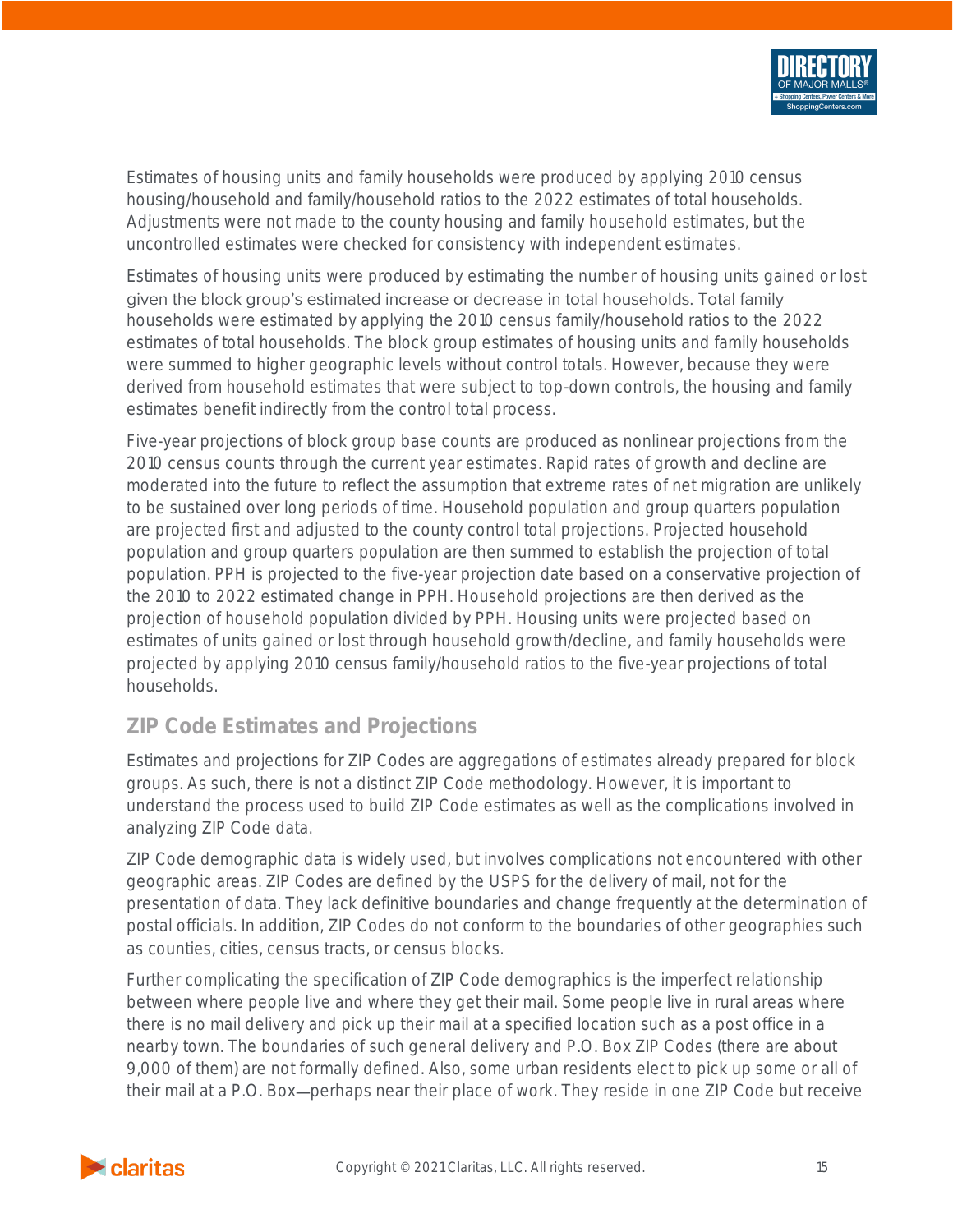Estimates of housing units and family households were produced by applying 2010 census housing/household and family/household ratios to the 2022 estimates of total households. Adjustments were not made to the county housing and family household estimates, but the uncontrolled estimates were checked for consistency with independent estimates.

Estimates of housing units were produced by estimating the number of housing units gained or lost given the block group's estimated increase or decrease in total households. Total family households were estimated by applying the 2010 census family/household ratios to the 2022 estimates of total households. The block group estimates of housing units and family households were summed to higher geographic levels without control totals. However, because they were derived from household estimates that were subject to top-down controls, the housing and family estimates benefit indirectly from the control total process.

Five-year projections of block group base counts are produced as nonlinear projections from the 2010 census counts through the current year estimates. Rapid rates of growth and decline are moderated into the future to reflect the assumption that extreme rates of net migration are unlikely to be sustained over long periods of time. Household population and group quarters population are projected first and adjusted to the county control total projections. Projected household population and group quarters population are then summed to establish the projection of total population. PPH is projected to the five-year projection date based on a conservative projection of the 2010 to 2022 estimated change in PPH. Household projections are then derived as the projection of household population divided by PPH. Housing units were projected based on estimates of units gained or lost through household growth/decline, and family households were projected by applying 2010 census family/household ratios to the five-year projections of total households.

## ZIP Code Estimates and Projections

Estimates and projections for ZIP Codes are aggregations of estimates already prepared for block groups. As such, there is not a distinct ZIP Code methodology. However, it is important to understand the process used to build ZIP Code estimates as well as the complications involved in analyzing ZIP Code data.

ZIP Code demographic data is widely used, but involves complications not encountered with other geographic areas. ZIP Codes are defined by the USPS for the delivery of mail, not for the presentation of data. They lack definitive boundaries and change frequently at the determination of postal officials. In addition, ZIP Codes do not conform to the boundaries of other geographies such as counties, cities, census tracts, or census blocks.

Further complicating the specification of ZIP Code demographics is the imperfect relationship between where people live and where they get their mail. Some people live in rural areas where there is no mail delivery and pick up their mail at a specified location such as a post office in a nearby town. The boundaries of such general delivery and P.O. Box ZIP Codes (there are about 9,000 of them) are not formally defined. Also, some urban residents elect to pick up some or all of their mail at a P.O. Box—perhaps near their place of work. They reside in one ZIP Code but receive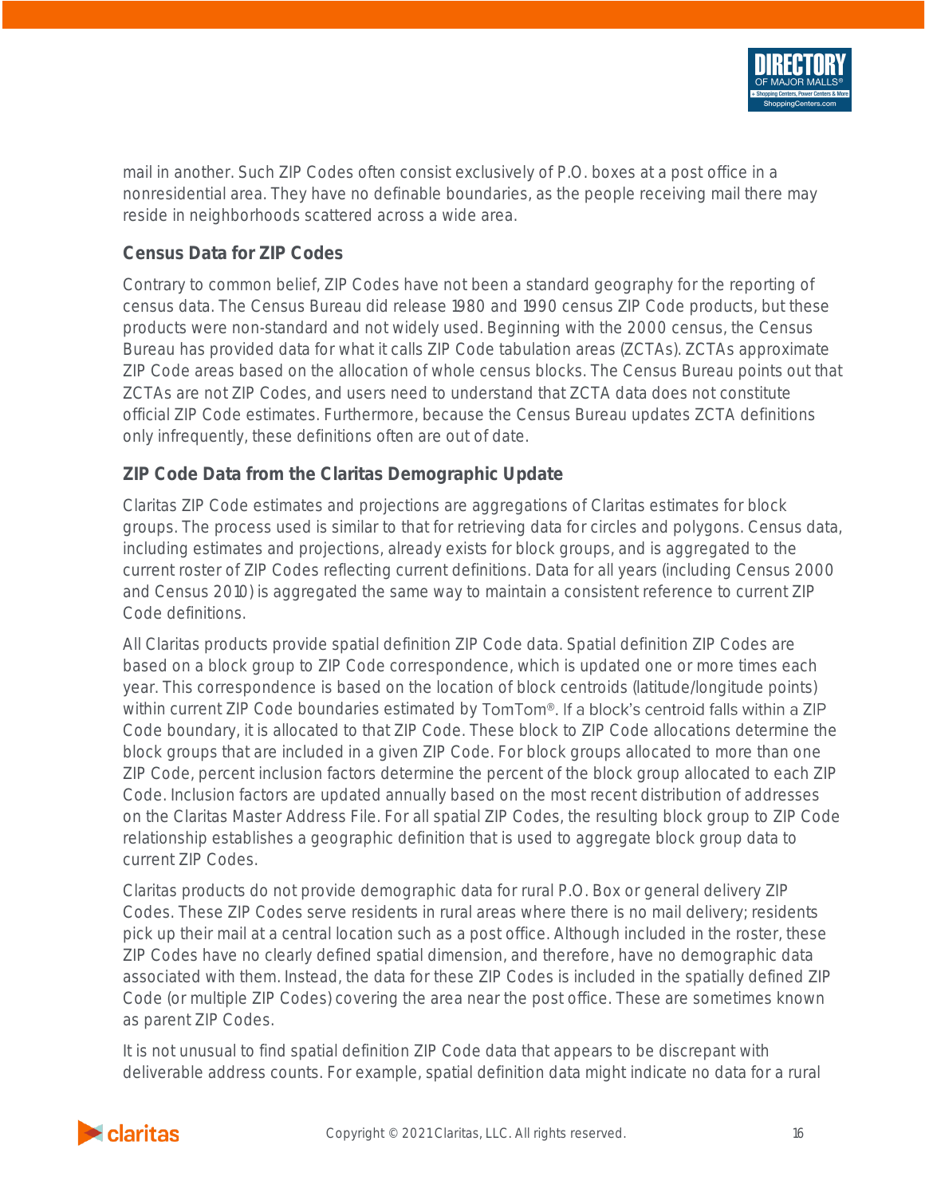mail in another. Such ZIP Codes often consist exclusively of P.O. boxes at a post office in a nonresidential area. They have no definable boundaries, as the people receiving mail there may reside in neighborhoods scattered across a wide area.

### Census Data for ZIP Codes

Contrary to common belief, ZIP Codes have not been a standard geography for the reporting of census data. The Census Bureau did release 1980 and 1990 census ZIP Code products, but these products were non-standard and not widely used. Beginning with the 2000 census, the Census Bureau has provided data for what it calls ZIP Code tabulation areas (ZCTAs). ZCTAs approximate ZIP Code areas based on the allocation of whole census blocks. The Census Bureau points out that ZCTAs are not ZIP Codes, and users need to understand that ZCTA data does not constitute official ZIP Code estimates. Furthermore, because the Census Bureau updates ZCTA definitions only infrequently, these definitions often are out of date.

### ZIP Code Data from the Claritas Demographic Update

Claritas ZIP Code estimates and projections are aggregations of Claritas estimates for block groups. The process used is similar to that for retrieving data for circles and polygons. Census data, including estimates and projections, already exists for block groups, and is aggregated to the current roster of ZIP Codes reflecting current definitions. Data for all years (including Census 2000 and Census 2010) is aggregated the same way to maintain a consistent reference to current ZIP Code definitions.

All Claritas products provide spatial definition ZIP Code data. Spatial definition ZIP Codes are based on a block group to ZIP Code correspondence, which is updated one or more times each year. This correspondence is based on the location of block centroids (latitude/longitude points) within current ZIP Code boundaries estimated by TomTom®. If a block's centroid falls within a ZIP Code boundary, it is allocated to that ZIP Code. These block to ZIP Code allocations determine the block groups that are included in a given ZIP Code. For block groups allocated to more than one ZIP Code, percent inclusion factors determine the percent of the block group allocated to each ZIP Code. Inclusion factors are updated annually based on the most recent distribution of addresses on the Claritas Master Address File. For all spatial ZIP Codes, the resulting block group to ZIP Code relationship establishes a geographic definition that is used to aggregate block group data to current ZIP Codes.

Claritas products do not provide demographic data for rural P.O. Box or general delivery ZIP Codes. These ZIP Codes serve residents in rural areas where there is no mail delivery; residents pick up their mail at a central location such as a post office. Although included in the roster, these ZIP Codes have no clearly defined spatial dimension, and therefore, have no demographic data associated with them. Instead, the data for these ZIP Codes is included in the spatially defined ZIP Code (or multiple ZIP Codes) covering the area near the post office. These are sometimes known as parent ZIP Codes.

It is not unusual to find spatial definition ZIP Code data that appears to be discrepant with deliverable address counts. For example, spatial definition data might indicate no data for a rural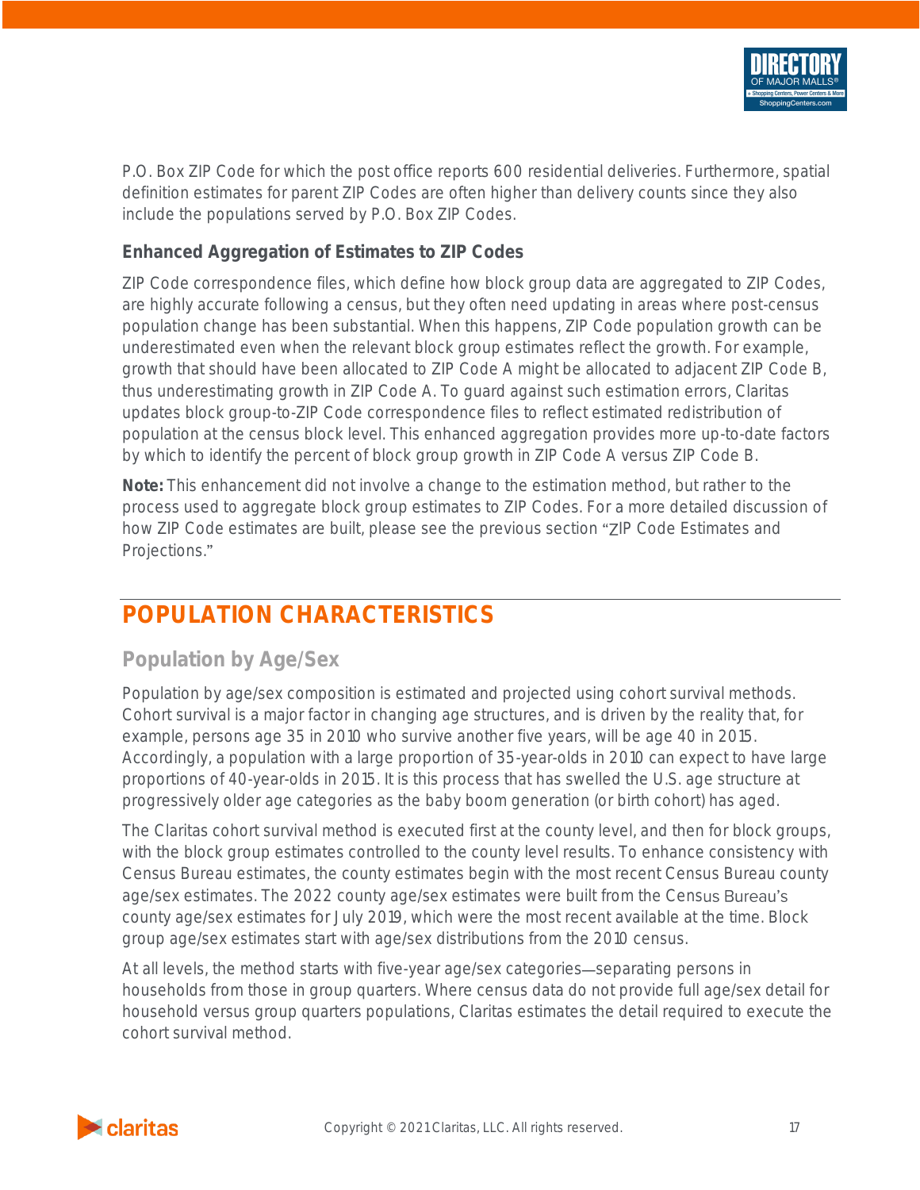P.O. Box ZIP Code for which the post office reports 600 residential deliveries. Furthermore, spatial definition estimates for parent ZIP Codes are often higher than delivery counts since they also include the populations served by P.O. Box ZIP Codes.

### Enhanced Aggregation of Estimates to ZIP Codes

ZIP Code correspondence files, which define how block group data are aggregated to ZIP Codes, are highly accurate following a census, but they often need updating in areas where post-census population change has been substantial. When this happens, ZIP Code population growth can be underestimated even when the relevant block group estimates reflect the growth. For example, growth that should have been allocated to ZIP Code A might be allocated to adjacent ZIP Code B, thus underestimating growth in ZIP Code A. To guard against such estimation errors, Claritas updates block group-to-ZIP Code correspondence files to reflect estimated redistribution of population at the census block level. This enhanced aggregation provides more up-to-date factors by which to identify the percent of block group growth in ZIP Code A versus ZIP Code B.

**Note:** This enhancement did not involve a change to the estimation method, but rather to the process used to aggregate block group estimates to ZIP Codes. For a more detailed discussion of how ZIP Code estimates are built, please see the previous section "ZIP Code Estimates and Projections."

# POPULATION CHARACTERISTICS

## Population by Age/Sex

Population by age/sex composition is estimated and projected using cohort survival methods. Cohort survival is a major factor in changing age structures, and is driven by the reality that, for example, persons age 35 in 2010 who survive another five years, will be age 40 in 2015. Accordingly, a population with a large proportion of 35-year-olds in 2010 can expect to have large proportions of 40-year-olds in 2015. It is this process that has swelled the U.S. age structure at progressively older age categories as the baby boom generation (or birth cohort) has aged.

The Claritas cohort survival method is executed first at the county level, and then for block groups, with the block group estimates controlled to the county level results. To enhance consistency with Census Bureau estimates, the county estimates begin with the most recent Census Bureau county age/sex estimates. The 2022 county age/sex estimates were built from the Census Bureau's county age/sex estimates for July 2019, which were the most recent available at the time. Block group age/sex estimates start with age/sex distributions from the 2010 census.

At all levels, the method starts with five-year age/sex categories—separating persons in households from those in group quarters. Where census data do not provide full age/sex detail for household versus group quarters populations, Claritas estimates the detail required to execute the cohort survival method.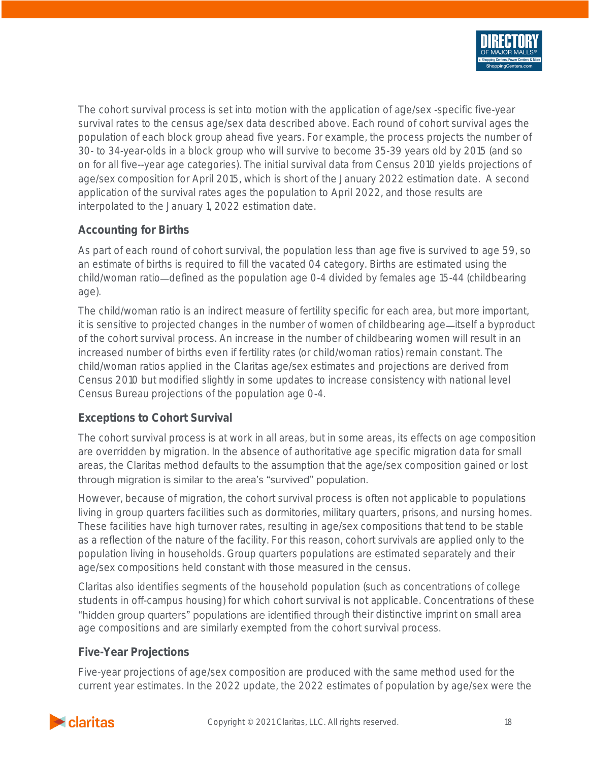The cohort survival process is set into motion with the application of age/sex -specific five-year survival rates to the census age/sex data described above. Each round of cohort survival ages the population of each block group ahead five years. For example, the process projects the number of 30- to 34-year-olds in a block group who will survive to become 35-39 years old by 2015 (and so on for all five--year age categories). The initial survival data from Census 2010 yields projections of age/sex composition for April 2015, which is short of the January 2022 estimation date. A second application of the survival rates ages the population to April 2022, and those results are interpolated to the January 1, 2022 estimation date.

### Accounting for Births

As part of each round of cohort survival, the population less than age five is survived to age 59, so an estimate of births is required to fill the vacated 04 category. Births are estimated using the child/woman ratio—defined as the population age 0-4 divided by females age 15-44 (childbearing age).

The child/woman ratio is an indirect measure of fertility specific for each area, but more important, it is sensitive to projected changes in the number of women of childbearing age—itself a byproduct of the cohort survival process. An increase in the number of childbearing women will result in an increased number of births even if fertility rates (or child/woman ratios) remain constant. The child/woman ratios applied in the Claritas age/sex estimates and projections are derived from Census 2010 but modified slightly in some updates to increase consistency with national level Census Bureau projections of the population age 0-4.

### Exceptions to Cohort Survival

The cohort survival process is at work in all areas, but in some areas, its effects on age composition are overridden by migration. In the absence of authoritative age specific migration data for small areas, the Claritas method defaults to the assumption that the age/sex composition gained or lost through migration is similar to the area's "survived" population.

However, because of migration, the cohort survival process is often not applicable to populations living in group quarters facilities such as dormitories, military quarters, prisons, and nursing homes. These facilities have high turnover rates, resulting in age/sex compositions that tend to be stable as a reflection of the nature of the facility. For this reason, cohort survivals are applied only to the population living in households. Group quarters populations are estimated separately and their age/sex compositions held constant with those measured in the census.

Claritas also identifies segments of the household population (such as concentrations of college students in off-campus housing) for which cohort survival is not applicable. Concentrations of these "hidden group quarters" populations are identified through their distinctive imprint on small area age compositions and are similarly exempted from the cohort survival process.

### Five-Year Projections

Five-year projections of age/sex composition are produced with the same method used for the current year estimates. In the 2022 update, the 2022 estimates of population by age/sex were the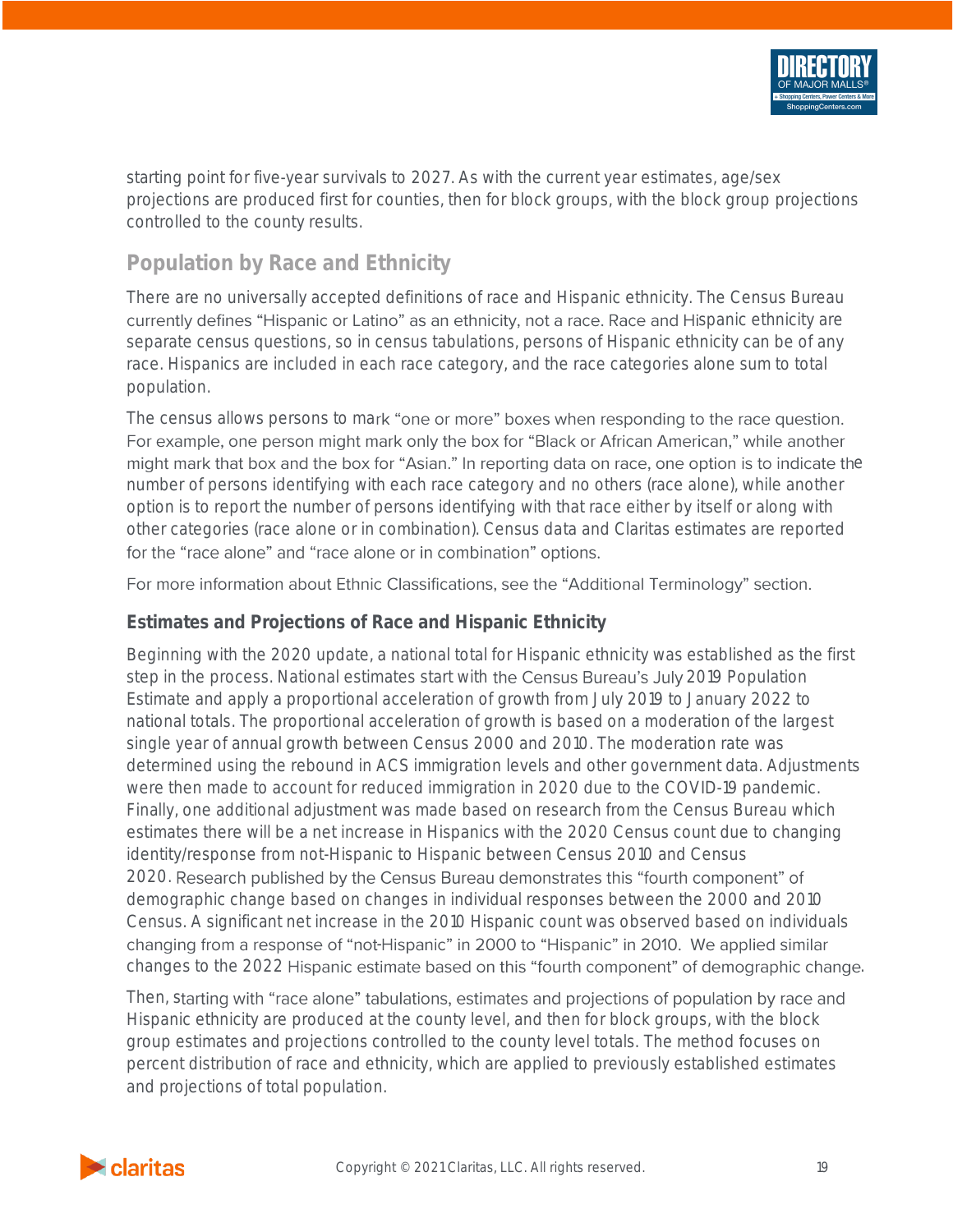starting point for five-year survivals to 2027. As with the current year estimates, age/sex projections are produced first for counties, then for block groups, with the block group projections controlled to the county results.

## Population by Race and Ethnicity

There are no universally accepted definitions of race and Hispanic ethnicity. The Census Bureau currently defines "Hispanic or Latino" as an ethnicity, not a race. Race and Hispanic ethnicity are separate census questions, so in census tabulations, persons of Hispanic ethnicity can be of any race. Hispanics are included in each race category, and the race categories alone sum to total population.

The census allows persons to mark "one or more" boxes when responding to the race question. For example, one person might mark only the box for "Black or African American," while another might mark that box and the box for "Asian." In reporting data on race, one option is to indicate the number of persons identifying with each race category and no others (race alone), while another option is to report the number of persons identifying with that race either by itself or along with other categories (race alone or in combination). Census data and Claritas estimates are reported for the "race alone" and "race alone or in combination" options.

For more information about Ethnic Classifications, see the "Additional Terminology" section.

### Estimates and Projections of Race and Hispanic Ethnicity

Beginning with the 2020 update, a national total for Hispanic ethnicity was established as the first step in the process. National estimates start with the Census Bureau's July 2019 Population Estimate and apply a proportional acceleration of growth from July 2019 to January 2022 to national totals. The proportional acceleration of growth is based on a moderation of the largest single year of annual growth between Census 2000 and 2010. The moderation rate was determined using the rebound in ACS immigration levels and other government data. Adjustments were then made to account for reduced immigration in 2020 due to the COVID-19 pandemic. Finally, one additional adjustment was made based on research from the Census Bureau which estimates there will be a net increase in Hispanics with the 2020 Census count due to changing identity/response from not-Hispanic to Hispanic between Census 2010 and Census 2020. Research published by the Census Bureau demonstrates this "fourth component" of demographic change based on changes in individual responses between the 2000 and 2010 Census. A significant net increase in the 2010 Hispanic count was observed based on individuals changing from a response of "not-Hispanic" in 2000 to "Hispanic" in 2010. We applied similar changes to the 2022 Hispanic estimate based on this "fourth component" of demographic change.

Then, starting with "race alone" tabulations, estimates and projections of population by race and Hispanic ethnicity are produced at the county level, and then for block groups, with the block group estimates and projections controlled to the county level totals. The method focuses on percent distribution of race and ethnicity, which are applied to previously established estimates and projections of total population.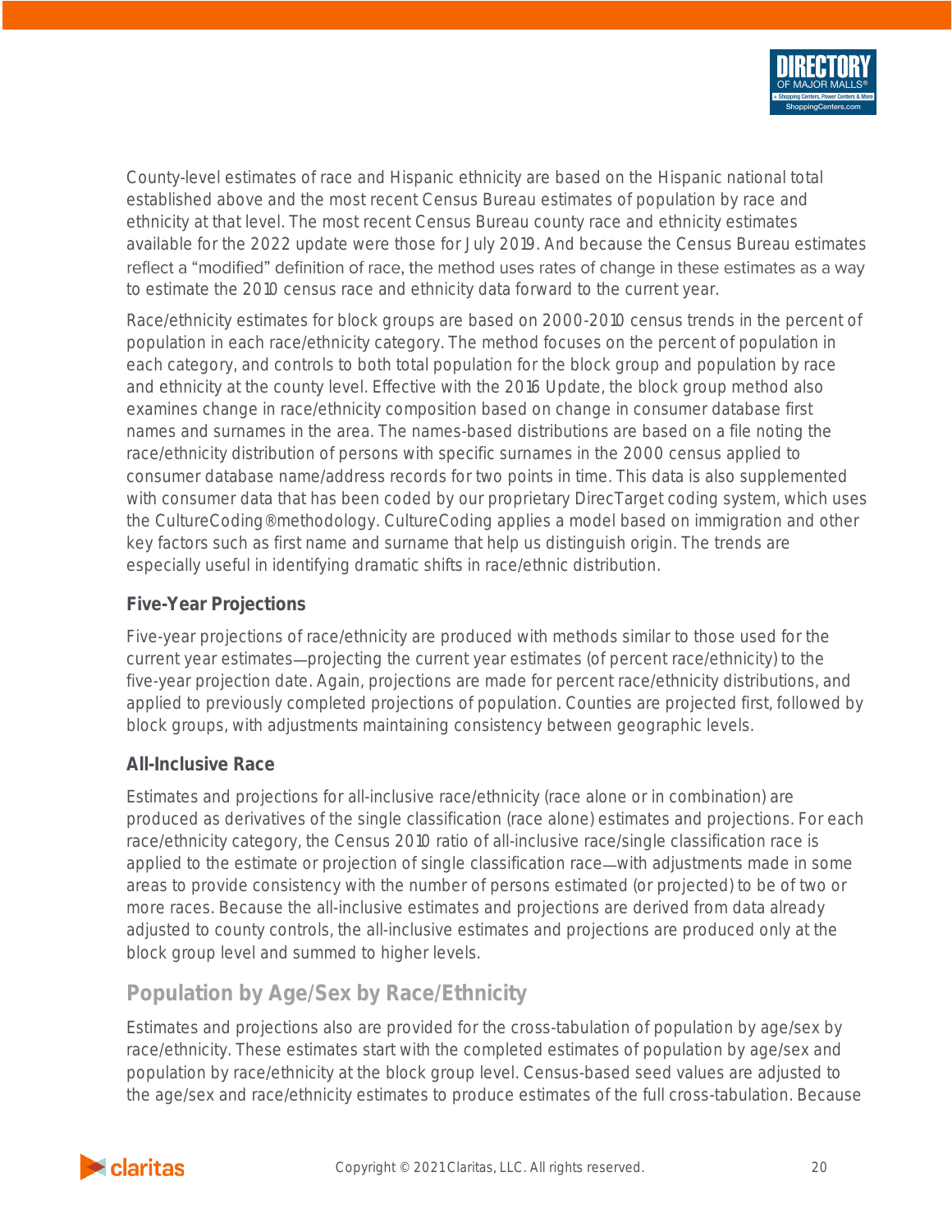County-level estimates of race and Hispanic ethnicity are based on the Hispanic national total established above and the most recent Census Bureau estimates of population by race and ethnicity at that level. The most recent Census Bureau county race and ethnicity estimates available for the 2022 update were those for July 2019. And because the Census Bureau estimates reflect a "modified" definition of race, the method uses rates of change in these estimates as a way to estimate the 2010 census race and ethnicity data forward to the current year.

Race/ethnicity estimates for block groups are based on 2000-2010 census trends in the percent of population in each race/ethnicity category. The method focuses on the percent of population in each category, and controls to both total population for the block group and population by race and ethnicity at the county level. Effective with the 2016 Update, the block group method also examines change in race/ethnicity composition based on change in consumer database first names and surnames in the area. The names-based distributions are based on a file noting the race/ethnicity distribution of persons with specific surnames in the 2000 census applied to consumer database name/address records for two points in time. This data is also supplemented with consumer data that has been coded by our proprietary DirecTarget coding system, which uses the CultureCoding®methodology. CultureCoding applies a model based on immigration and other key factors such as first name and surname that help us distinguish origin. The trends are especially useful in identifying dramatic shifts in race/ethnic distribution.

### Five-Year Projections

Five-year projections of race/ethnicity are produced with methods similar to those used for the current year estimates—projecting the current year estimates (of percent race/ethnicity) to the five-year projection date. Again, projections are made for percent race/ethnicity distributions, and applied to previously completed projections of population. Counties are projected first, followed by block groups, with adjustments maintaining consistency between geographic levels.

### All-Inclusive Race

Estimates and projections for all-inclusive race/ethnicity (race alone or in combination) are produced as derivatives of the single classification (race alone) estimates and projections. For each race/ethnicity category, the Census 2010 ratio of all-inclusive race/single classification race is applied to the estimate or projection of single classification race—with adjustments made in some areas to provide consistency with the number of persons estimated (or projected) to be of two or more races. Because the all-inclusive estimates and projections are derived from data already adjusted to county controls, the all-inclusive estimates and projections are produced only at the block group level and summed to higher levels.

## Population by Age/Sex by Race/Ethnicity

Estimates and projections also are provided for the cross-tabulation of population by age/sex by race/ethnicity. These estimates start with the completed estimates of population by age/sex and population by race/ethnicity at the block group level. Census-based seed values are adjusted to the age/sex and race/ethnicity estimates to produce estimates of the full cross-tabulation. Because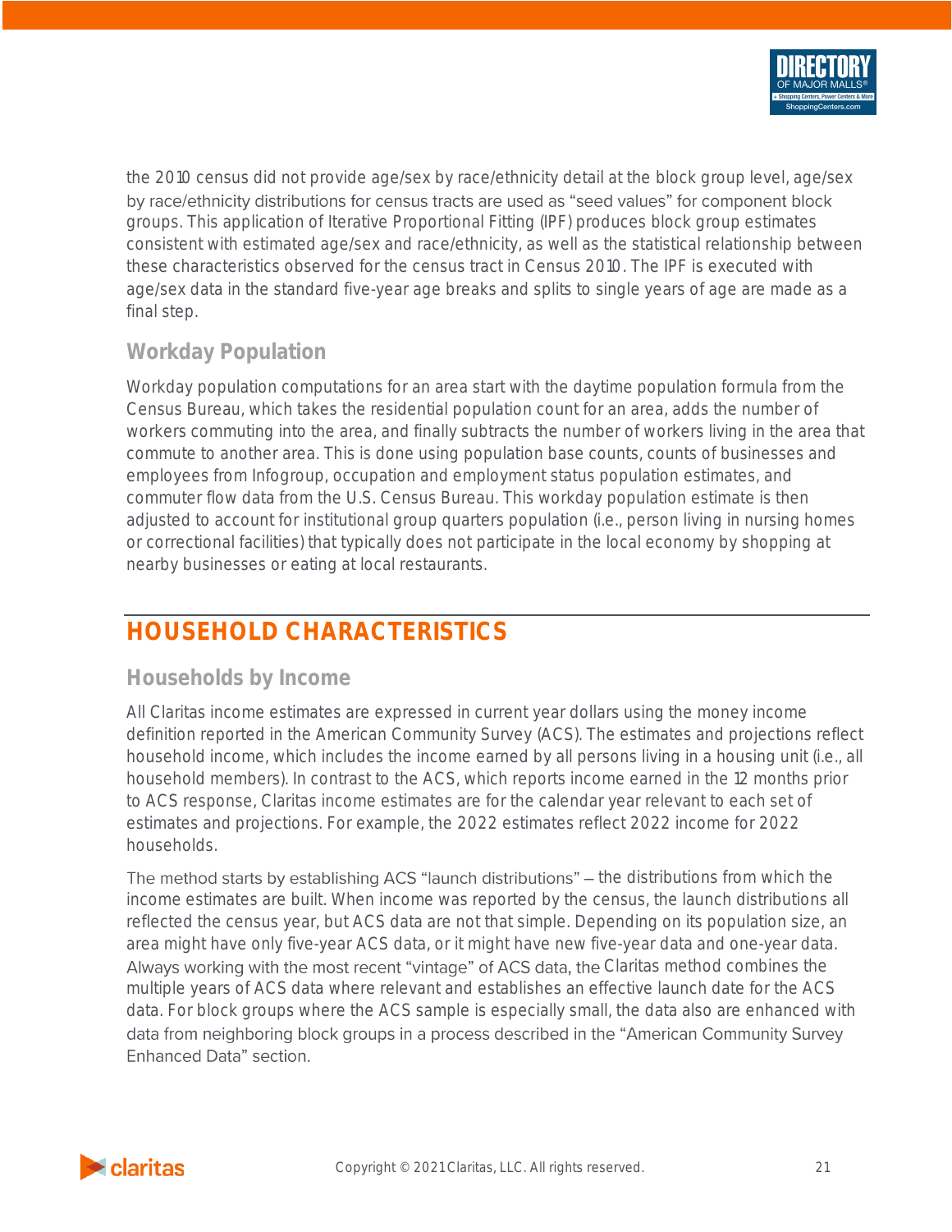the 2010 census did not provide age/sex by race/ethnicity detail at the block group level, age/sex by race/ethnicity distributions for census tracts are used as "seed values" for component block groups. This application of Iterative Proportional Fitting (IPF) produces block group estimates consistent with estimated age/sex and race/ethnicity, as well as the statistical relationship between these characteristics observed for the census tract in Census 2010. The IPF is executed with age/sex data in the standard five-year age breaks and splits to single years of age are made as a final step.

### Workday Population

Workday population computations for an area start with the daytime population formula from the Census Bureau, which takes the residential population count for an area, adds the number of workers commuting into the area, and finally subtracts the number of workers living in the area that commute to another area. This is done using population base counts, counts of businesses and employees from Infogroup, occupation and employment status population estimates, and commuter flow data from the U.S. Census Bureau. This workday population estimate is then adjusted to account for institutional group quarters population (i.e., person living in nursing homes or correctional facilities) that typically does not participate in the local economy by shopping at nearby businesses or eating at local restaurants.

## HOUSEHOLD CHARACTERISTICS

### Households by Income

All Claritas income estimates are expressed in current year dollars using the money income definition reported in the American Community Survey (ACS). The estimates and projections reflect household income, which includes the income earned by all persons living in a housing unit (i.e., all household members). In contrast to the ACS, which reports income earned in the 12 months prior to ACS response, Claritas income estimates are for the calendar year relevant to each set of estimates and projections. For example, the 2022 estimates reflect 2022 income for 2022 households.

The method starts by establishing ACS "launch distributions" – the distributions from which the income estimates are built. When income was reported by the census, the launch distributions all reflected the census year, but ACS data are not that simple. Depending on its population size, an area might have only five-year ACS data, or it might have new five-year data and one-year data. Always working with the most recent "vintage" of ACS data, the Claritas method combines the multiple years of ACS data where relevant and establishes an effective launch date for the ACS data. For block groups where the ACS sample is especially small, the data also are enhanced with data from neighboring block groups in a process described in the "American Community Survey Enhanced Data" section.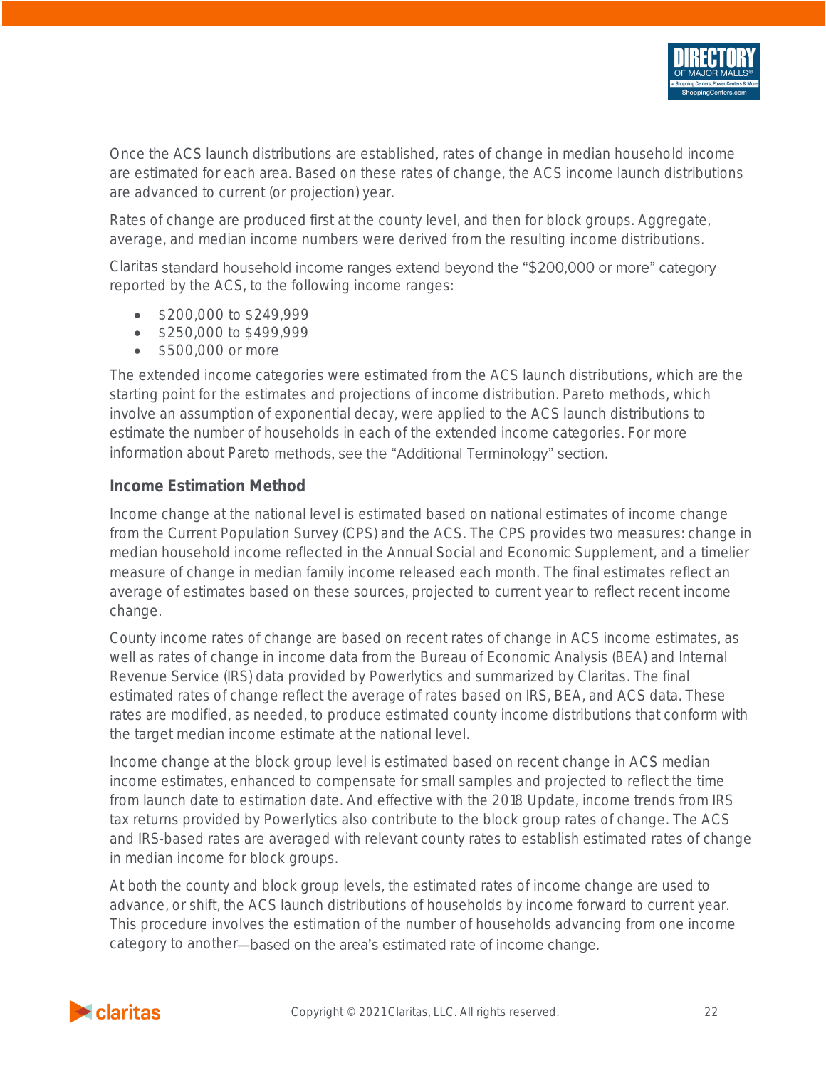Once the ACS launch distributions are established, rates of change in median household income are estimated for each area. Based on these rates of change, the ACS income launch distributions are advanced to current (or projection) year.

Rates of change are produced first at the county level, and then for block groups. Aggregate, average, and median income numbers were derived from the resulting income distributions.

Claritas standard household income ranges extend beyond the "$200,000 or more" category reported by the ACS, to the following income ranges:

- $200,000 to $249,999
- $250,000 to $499,999
- $500,000 or more

The extended income categories were estimated from the ACS launch distributions, which are the starting point for the estimates and projections of income distribution. Pareto methods, which involve an assumption of exponential decay, were applied to the ACS launch distributions to estimate the number of households in each of the extended income categories. For more information about Pareto methods, see the "Additional Terminology" section.

### Income Estimation Method

Income change at the national level is estimated based on national estimates of income change from the Current Population Survey (CPS) and the ACS. The CPS provides two measures: change in median household income reflected in the Annual Social and Economic Supplement, and a timelier measure of change in median family income released each month. The final estimates reflect an average of estimates based on these sources, projected to current year to reflect recent income change.

County income rates of change are based on recent rates of change in ACS income estimates, as well as rates of change in income data from the Bureau of Economic Analysis (BEA) and Internal Revenue Service (IRS) data provided by Powerlytics and summarized by Claritas. The final estimated rates of change reflect the average of rates based on IRS, BEA, and ACS data. These rates are modified, as needed, to produce estimated county income distributions that conform with the target median income estimate at the national level.

Income change at the block group level is estimated based on recent change in ACS median income estimates, enhanced to compensate for small samples and projected to reflect the time from launch date to estimation date. And effective with the 2018 Update, income trends from IRS tax returns provided by Powerlytics also contribute to the block group rates of change. The ACS and IRS-based rates are averaged with relevant county rates to establish estimated rates of change in median income for block groups.

At both the county and block group levels, the estimated rates of income change are used to advance, or shift, the ACS launch distributions of households by income forward to current year. This procedure involves the estimation of the number of households advancing from one income category to another—based on the area's estimated rate of income change.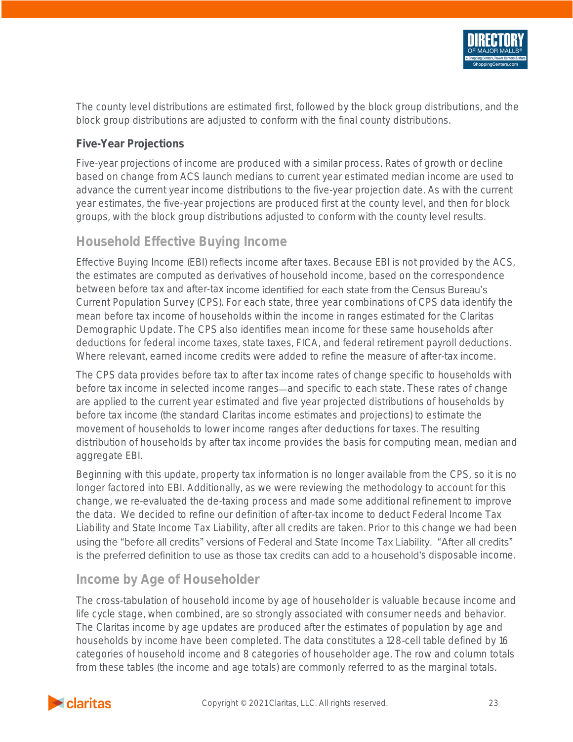The county level distributions are estimated first, followed by the block group distributions, and the block group distributions are adjusted to conform with the final county distributions.

### Five-Year Projections

Five-year projections of income are produced with a similar process. Rates of growth or decline based on change from ACS launch medians to current year estimated median income are used to advance the current year income distributions to the five-year projection date. As with the current year estimates, the five-year projections are produced first at the county level, and then for block groups, with the block group distributions adjusted to conform with the county level results.

## Household Effective Buying Income

Effective Buying Income (EBI) reflects income after taxes. Because EBI is not provided by the ACS, the estimates are computed as derivatives of household income, based on the correspondence between before tax and after-tax income identified for each state from the Census Bureau's Current Population Survey (CPS). For each state, three year combinations of CPS data identify the mean before tax income of households within the income in ranges estimated for the Claritas Demographic Update. The CPS also identifies mean income for these same households after deductions for federal income taxes, state taxes, FICA, and federal retirement payroll deductions. Where relevant, earned income credits were added to refine the measure of after-tax income.

The CPS data provides before tax to after tax income rates of change specific to households with before tax income in selected income ranges—and specific to each state. These rates of change are applied to the current year estimated and five year projected distributions of households by before tax income (the standard Claritas income estimates and projections) to estimate the movement of households to lower income ranges after deductions for taxes. The resulting distribution of households by after tax income provides the basis for computing mean, median and aggregate EBI.

Beginning with this update, property tax information is no longer available from the CPS, so it is no longer factored into EBI. Additionally, as we were reviewing the methodology to account for this change, we re-evaluated the de-taxing process and made some additional refinement to improve the data. We decided to refine our definition of after-tax income to deduct Federal Income Tax Liability and State Income Tax Liability, after all credits are taken. Prior to this change we had been using the "before all credits" versions of Federal and State Income Tax Liability. "After all credits" is the preferred definition to use as those tax credits can add to a household's disposable income.

## Income by Age of Householder

The cross-tabulation of household income by age of householder is valuable because income and life cycle stage, when combined, are so strongly associated with consumer needs and behavior. The Claritas income by age updates are produced after the estimates of population by age and households by income have been completed. The data constitutes a 128-cell table defined by 16 categories of household income and 8 categories of householder age. The row and column totals from these tables (the income and age totals) are commonly referred to as the marginal totals.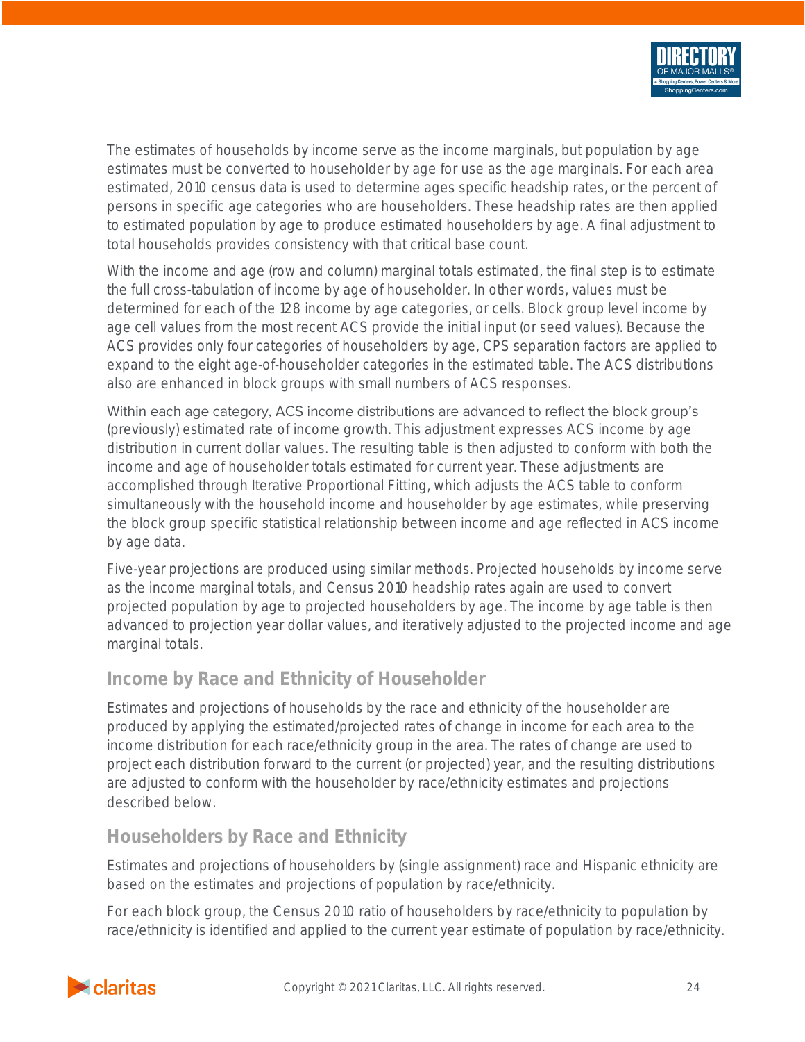The estimates of households by income serve as the income marginals, but population by age estimates must be converted to householder by age for use as the age marginals. For each area estimated, 2010 census data is used to determine ages specific headship rates, or the percent of persons in specific age categories who are householders. These headship rates are then applied to estimated population by age to produce estimated householders by age. A final adjustment to total households provides consistency with that critical base count.

With the income and age (row and column) marginal totals estimated, the final step is to estimate the full cross-tabulation of income by age of householder. In other words, values must be determined for each of the 128 income by age categories, or cells. Block group level income by age cell values from the most recent ACS provide the initial input (or seed values). Because the ACS provides only four categories of householders by age, CPS separation factors are applied to expand to the eight age-of-householder categories in the estimated table. The ACS distributions also are enhanced in block groups with small numbers of ACS responses.

Within each age category, ACS income distributions are advanced to reflect the block group's (previously) estimated rate of income growth. This adjustment expresses ACS income by age distribution in current dollar values. The resulting table is then adjusted to conform with both the income and age of householder totals estimated for current year. These adjustments are accomplished through Iterative Proportional Fitting, which adjusts the ACS table to conform simultaneously with the household income and householder by age estimates, while preserving the block group specific statistical relationship between income and age reflected in ACS income by age data.

Five-year projections are produced using similar methods. Projected households by income serve as the income marginal totals, and Census 2010 headship rates again are used to convert projected population by age to projected householders by age. The income by age table is then advanced to projection year dollar values, and iteratively adjusted to the projected income and age marginal totals.

## Income by Race and Ethnicity of Householder

Estimates and projections of households by the race and ethnicity of the householder are produced by applying the estimated/projected rates of change in income for each area to the income distribution for each race/ethnicity group in the area. The rates of change are used to project each distribution forward to the current (or projected) year, and the resulting distributions are adjusted to conform with the householder by race/ethnicity estimates and projections described below.

## Householders by Race and Ethnicity

Estimates and projections of householders by (single assignment) race and Hispanic ethnicity are based on the estimates and projections of population by race/ethnicity.

For each block group, the Census 2010 ratio of householders by race/ethnicity to population by race/ethnicity is identified and applied to the current year estimate of population by race/ethnicity.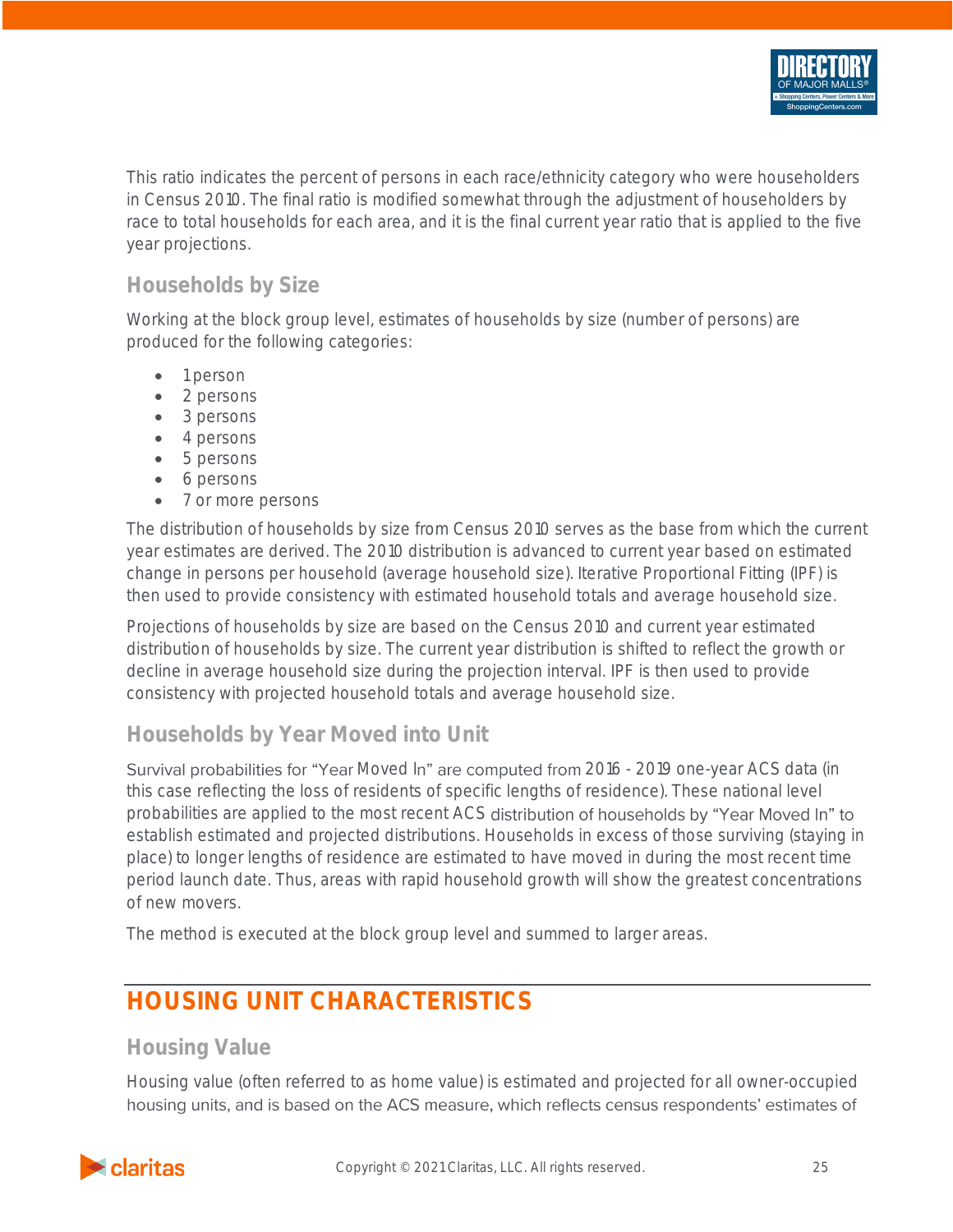This ratio indicates the percent of persons in each race/ethnicity category who were householders in Census 2010. The final ratio is modified somewhat through the adjustment of householders by race to total households for each area, and it is the final current year ratio that is applied to the five year projections.

### Households by Size

Working at the block group level, estimates of households by size (number of persons) are produced for the following categories:

- 1 person
- 2 persons
- 3 persons
- 4 persons
- 5 persons
- 6 persons
- 7 or more persons

The distribution of households by size from Census 2010 serves as the base from which the current year estimates are derived. The 2010 distribution is advanced to current year based on estimated change in persons per household (average household size). Iterative Proportional Fitting (IPF) is then used to provide consistency with estimated household totals and average household size.

Projections of households by size are based on the Census 2010 and current year estimated distribution of households by size. The current year distribution is shifted to reflect the growth or decline in average household size during the projection interval. IPF is then used to provide consistency with projected household totals and average household size.

### Households by Year Moved into Unit

Survival probabilities for "Year Moved In" are computed from 2016 - 2019 one-year ACS data (in this case reflecting the loss of residents of specific lengths of residence). These national level probabilities are applied to the most recent ACS distribution of households by "Year Moved In" to establish estimated and projected distributions. Households in excess of those surviving (staying in place) to longer lengths of residence are estimated to have moved in during the most recent time period launch date. Thus, areas with rapid household growth will show the greatest concentrations of new movers.

The method is executed at the block group level and summed to larger areas.

## HOUSING UNIT CHARACTERISTICS

### Housing Value

Housing value (often referred to as home value) is estimated and projected for all owner-occupied housing units, and is based on the ACS measure, which reflects census respondents' estimates of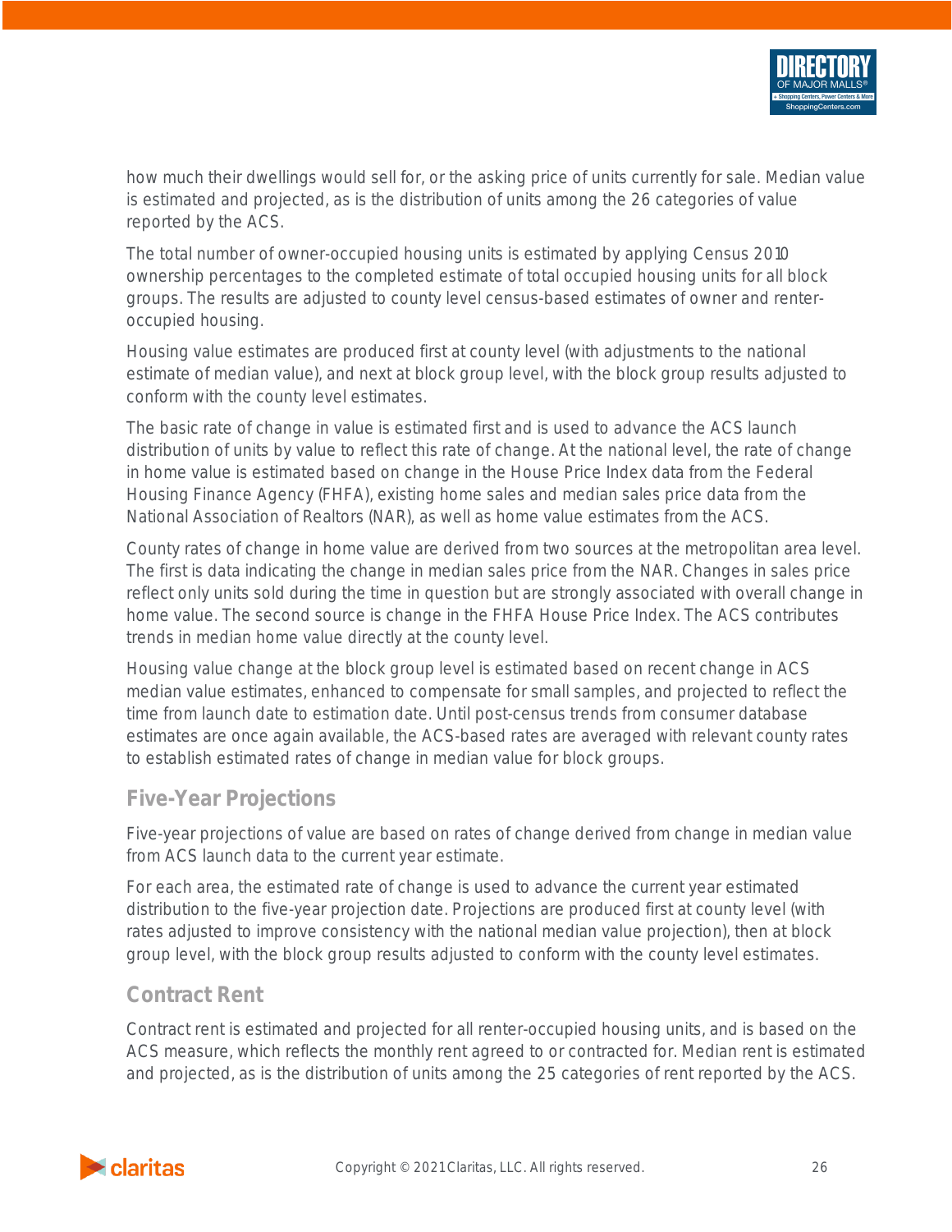how much their dwellings would sell for, or the asking price of units currently for sale. Median value is estimated and projected, as is the distribution of units among the 26 categories of value reported by the ACS.

The total number of owner-occupied housing units is estimated by applying Census 2010 ownership percentages to the completed estimate of total occupied housing units for all block groups. The results are adjusted to county level census-based estimates of owner and renter-occupied housing.

Housing value estimates are produced first at county level (with adjustments to the national estimate of median value), and next at block group level, with the block group results adjusted to conform with the county level estimates.

The basic rate of change in value is estimated first and is used to advance the ACS launch distribution of units by value to reflect this rate of change. At the national level, the rate of change in home value is estimated based on change in the House Price Index data from the Federal Housing Finance Agency (FHFA), existing home sales and median sales price data from the National Association of Realtors (NAR), as well as home value estimates from the ACS.

County rates of change in home value are derived from two sources at the metropolitan area level. The first is data indicating the change in median sales price from the NAR. Changes in sales price reflect only units sold during the time in question but are strongly associated with overall change in home value. The second source is change in the FHFA House Price Index. The ACS contributes trends in median home value directly at the county level.

Housing value change at the block group level is estimated based on recent change in ACS median value estimates, enhanced to compensate for small samples, and projected to reflect the time from launch date to estimation date. Until post-census trends from consumer database estimates are once again available, the ACS-based rates are averaged with relevant county rates to establish estimated rates of change in median value for block groups.

## Five-Year Projections

Five-year projections of value are based on rates of change derived from change in median value from ACS launch data to the current year estimate.

For each area, the estimated rate of change is used to advance the current year estimated distribution to the five-year projection date. Projections are produced first at county level (with rates adjusted to improve consistency with the national median value projection), then at block group level, with the block group results adjusted to conform with the county level estimates.

## Contract Rent

Contract rent is estimated and projected for all renter-occupied housing units, and is based on the ACS measure, which reflects the monthly rent agreed to or contracted for. Median rent is estimated and projected, as is the distribution of units among the 25 categories of rent reported by the ACS.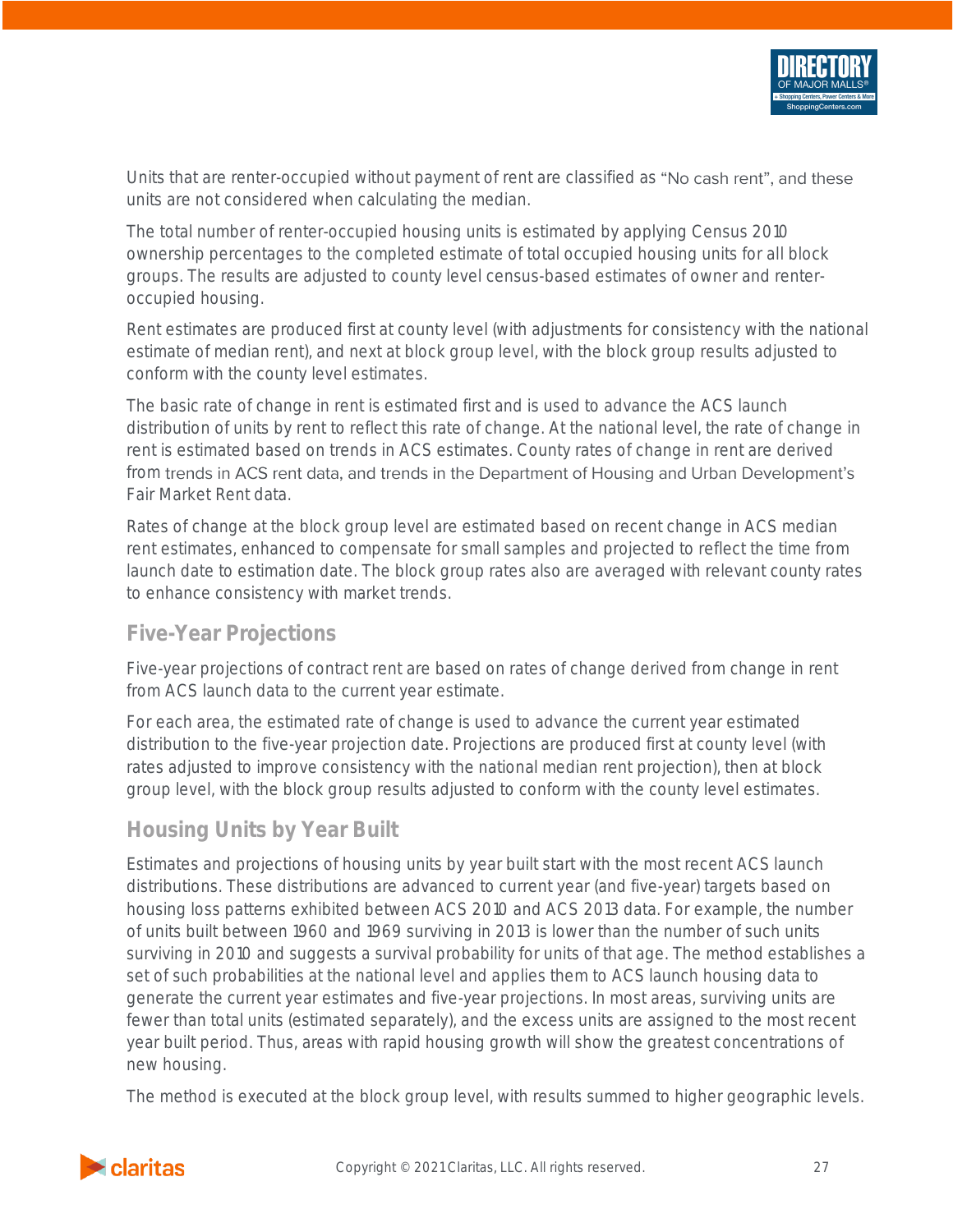Units that are renter-occupied without payment of rent are classified as "No cash rent", and these units are not considered when calculating the median.

The total number of renter-occupied housing units is estimated by applying Census 2010 ownership percentages to the completed estimate of total occupied housing units for all block groups. The results are adjusted to county level census-based estimates of owner and renter-occupied housing.

Rent estimates are produced first at county level (with adjustments for consistency with the national estimate of median rent), and next at block group level, with the block group results adjusted to conform with the county level estimates.

The basic rate of change in rent is estimated first and is used to advance the ACS launch distribution of units by rent to reflect this rate of change. At the national level, the rate of change in rent is estimated based on trends in ACS estimates. County rates of change in rent are derived from trends in ACS rent data, and trends in the Department of Housing and Urban Development's Fair Market Rent data.

Rates of change at the block group level are estimated based on recent change in ACS median rent estimates, enhanced to compensate for small samples and projected to reflect the time from launch date to estimation date. The block group rates also are averaged with relevant county rates to enhance consistency with market trends.

## Five-Year Projections

Five-year projections of contract rent are based on rates of change derived from change in rent from ACS launch data to the current year estimate.

For each area, the estimated rate of change is used to advance the current year estimated distribution to the five-year projection date. Projections are produced first at county level (with rates adjusted to improve consistency with the national median rent projection), then at block group level, with the block group results adjusted to conform with the county level estimates.

## Housing Units by Year Built

Estimates and projections of housing units by year built start with the most recent ACS launch distributions. These distributions are advanced to current year (and five-year) targets based on housing loss patterns exhibited between ACS 2010 and ACS 2013 data. For example, the number of units built between 1960 and 1969 surviving in 2013 is lower than the number of such units surviving in 2010 and suggests a survival probability for units of that age. The method establishes a set of such probabilities at the national level and applies them to ACS launch housing data to generate the current year estimates and five-year projections. In most areas, surviving units are fewer than total units (estimated separately), and the excess units are assigned to the most recent year built period. Thus, areas with rapid housing growth will show the greatest concentrations of new housing.

The method is executed at the block group level, with results summed to higher geographic levels.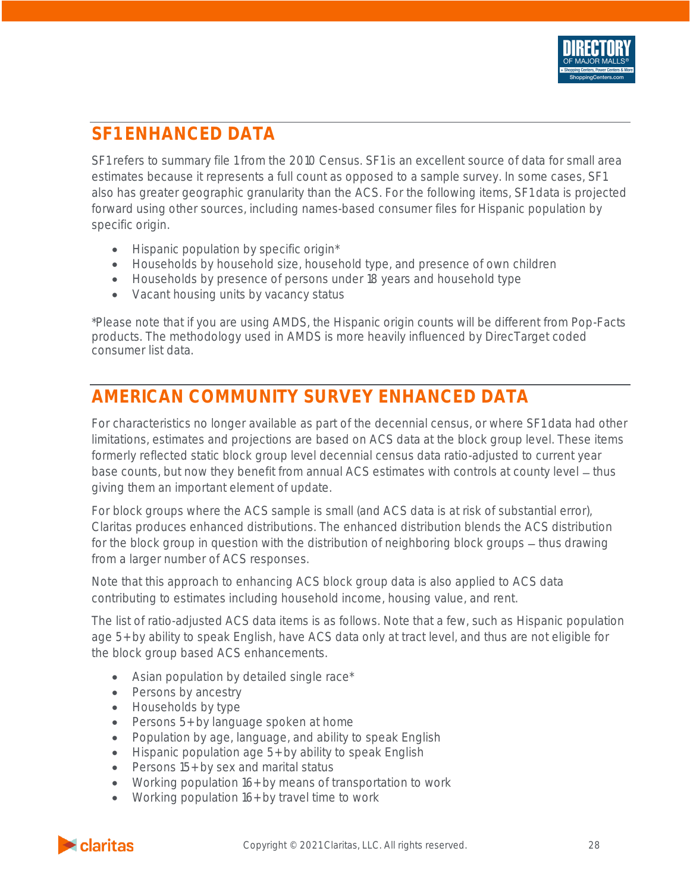## SF1 ENHANCED DATA

SF1 refers to summary file 1 from the 2010 Census. SF1 is an excellent source of data for small area estimates because it represents a full count as opposed to a sample survey. In some cases, SF1 also has greater geographic granularity than the ACS. For the following items, SF1 data is projected forward using other sources, including names-based consumer files for Hispanic population by specific origin.

- Hispanic population by specific origin*
- Households by household size, household type, and presence of own children
- Households by presence of persons under 18 years and household type
- Vacant housing units by vacancy status

*Please note that if you are using AMDS, the Hispanic origin counts will be different from Pop-Facts products. The methodology used in AMDS is more heavily influenced by DirecTarget coded consumer list data.

## AMERICAN COMMUNITY SURVEY ENHANCED DATA

For characteristics no longer available as part of the decennial census, or where SF1 data had other limitations, estimates and projections are based on ACS data at the block group level. These items formerly reflected static block group level decennial census data ratio-adjusted to current year base counts, but now they benefit from annual ACS estimates with controls at county level – thus giving them an important element of update.

For block groups where the ACS sample is small (and ACS data is at risk of substantial error), Claritas produces enhanced distributions. The enhanced distribution blends the ACS distribution for the block group in question with the distribution of neighboring block groups – thus drawing from a larger number of ACS responses.

Note that this approach to enhancing ACS block group data is also applied to ACS data contributing to estimates including household income, housing value, and rent.

The list of ratio-adjusted ACS data items is as follows. Note that a few, such as Hispanic population age 5+ by ability to speak English, have ACS data only at tract level, and thus are not eligible for the block group based ACS enhancements.

- Asian population by detailed single race*
- Persons by ancestry
- Households by type
- Persons 5+ by language spoken at home
- Population by age, language, and ability to speak English
- Hispanic population age 5+ by ability to speak English
- Persons 15+ by sex and marital status
- Working population 16+ by means of transportation to work
- Working population 16+ by travel time to work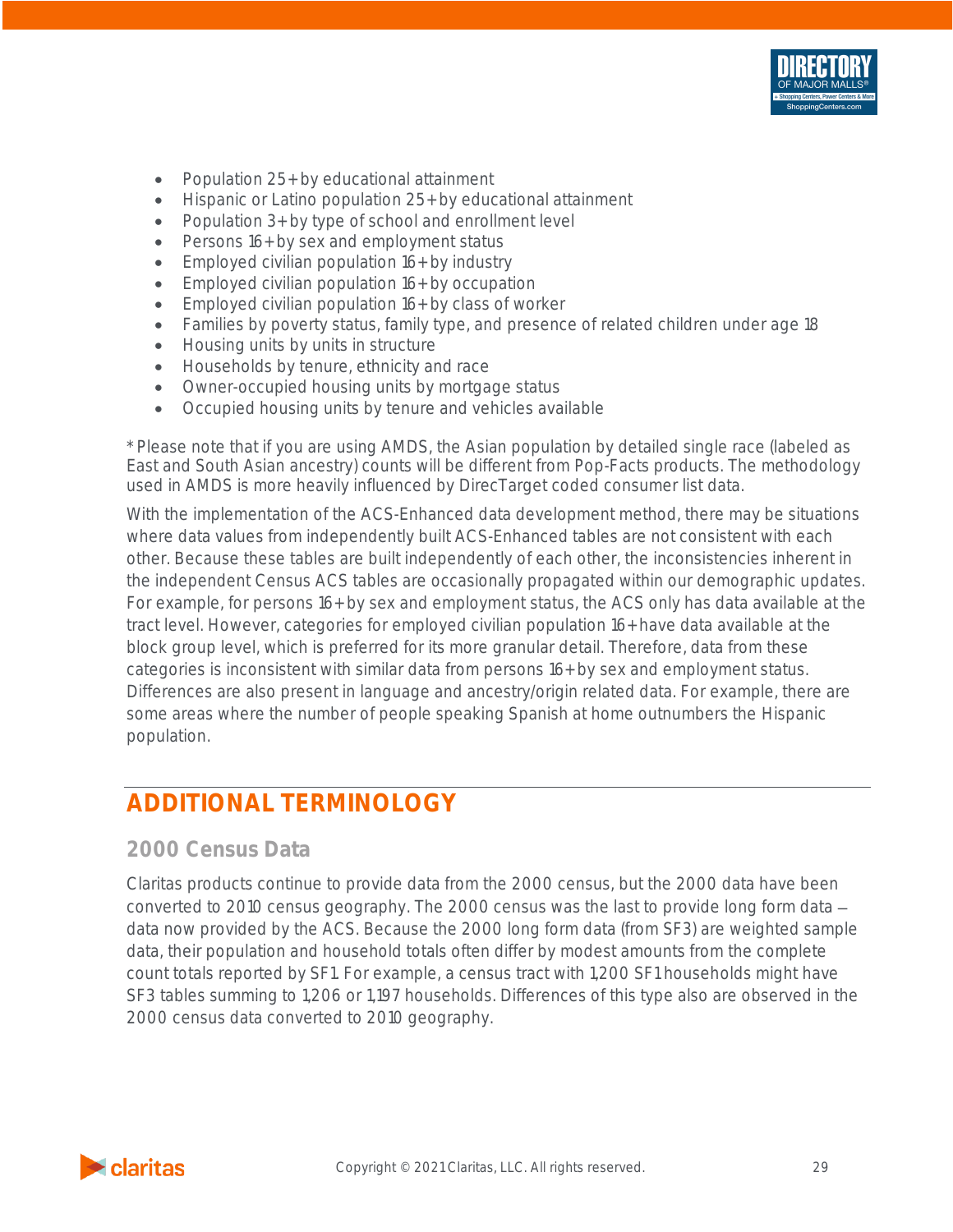- Population 25+ by educational attainment
- Hispanic or Latino population 25+ by educational attainment
- Population 3+ by type of school and enrollment level
- Persons 16+ by sex and employment status
- Employed civilian population 16+ by industry
- Employed civilian population 16+ by occupation
- Employed civilian population 16+ by class of worker
- Families by poverty status, family type, and presence of related children under age 18
- Housing units by units in structure
- Households by tenure, ethnicity and race
- Owner-occupied housing units by mortgage status
- Occupied housing units by tenure and vehicles available

*Please note that if you are using AMDS, the Asian population by detailed single race (labeled as East and South Asian ancestry) counts will be different from Pop-Facts products. The methodology used in AMDS is more heavily influenced by DirecTarget coded consumer list data.

With the implementation of the ACS-Enhanced data development method, there may be situations where data values from independently built ACS-Enhanced tables are not consistent with each other. Because these tables are built independently of each other, the inconsistencies inherent in the independent Census ACS tables are occasionally propagated within our demographic updates. For example, for persons 16+ by sex and employment status, the ACS only has data available at the tract level. However, categories for employed civilian population 16+ have data available at the block group level, which is preferred for its more granular detail. Therefore, data from these categories is inconsistent with similar data from persons 16+ by sex and employment status. Differences are also present in language and ancestry/origin related data. For example, there are some areas where the number of people speaking Spanish at home outnumbers the Hispanic population.

## ADDITIONAL TERMINOLOGY

### 2000 Census Data

Claritas products continue to provide data from the 2000 census, but the 2000 data have been converted to 2010 census geography. The 2000 census was the last to provide long form data – data now provided by the ACS. Because the 2000 long form data (from SF3) are weighted sample data, their population and household totals often differ by modest amounts from the complete count totals reported by SF1. For example, a census tract with 1,200 SF1 households might have SF3 tables summing to 1,206 or 1,197 households. Differences of this type also are observed in the 2000 census data converted to 2010 geography.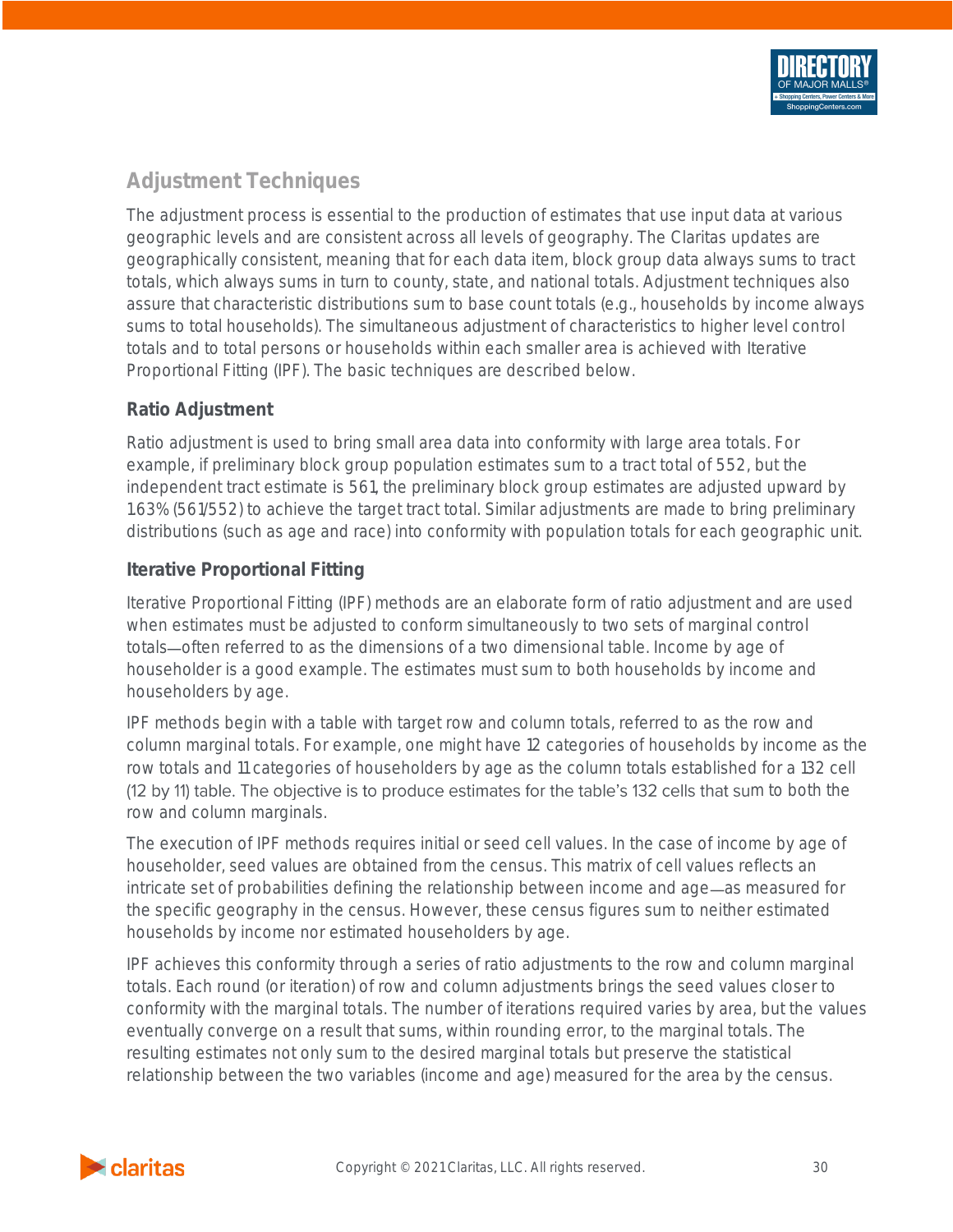## Adjustment Techniques

The adjustment process is essential to the production of estimates that use input data at various geographic levels and are consistent across all levels of geography. The Claritas updates are geographically consistent, meaning that for each data item, block group data always sums to tract totals, which always sums in turn to county, state, and national totals. Adjustment techniques also assure that characteristic distributions sum to base count totals (e.g., households by income always sums to total households). The simultaneous adjustment of characteristics to higher level control totals and to total persons or households within each smaller area is achieved with Iterative Proportional Fitting (IPF). The basic techniques are described below.

### Ratio Adjustment

Ratio adjustment is used to bring small area data into conformity with large area totals. For example, if preliminary block group population estimates sum to a tract total of 552, but the independent tract estimate is 561, the preliminary block group estimates are adjusted upward by 1.63% (561/552) to achieve the target tract total. Similar adjustments are made to bring preliminary distributions (such as age and race) into conformity with population totals for each geographic unit.

### Iterative Proportional Fitting

Iterative Proportional Fitting (IPF) methods are an elaborate form of ratio adjustment and are used when estimates must be adjusted to conform simultaneously to two sets of marginal control totals—often referred to as the dimensions of a two dimensional table. Income by age of householder is a good example. The estimates must sum to both households by income and householders by age.

IPF methods begin with a table with target row and column totals, referred to as the row and column marginal totals. For example, one might have 12 categories of households by income as the row totals and 11 categories of householders by age as the column totals established for a 132 cell (12 by 11) table. The objective is to produce estimates for the table's 132 cells that sum to both the row and column marginals.

The execution of IPF methods requires initial or seed cell values. In the case of income by age of householder, seed values are obtained from the census. This matrix of cell values reflects an intricate set of probabilities defining the relationship between income and age—as measured for the specific geography in the census. However, these census figures sum to neither estimated households by income nor estimated householders by age.

IPF achieves this conformity through a series of ratio adjustments to the row and column marginal totals. Each round (or iteration) of row and column adjustments brings the seed values closer to conformity with the marginal totals. The number of iterations required varies by area, but the values eventually converge on a result that sums, within rounding error, to the marginal totals. The resulting estimates not only sum to the desired marginal totals but preserve the statistical relationship between the two variables (income and age) measured for the area by the census.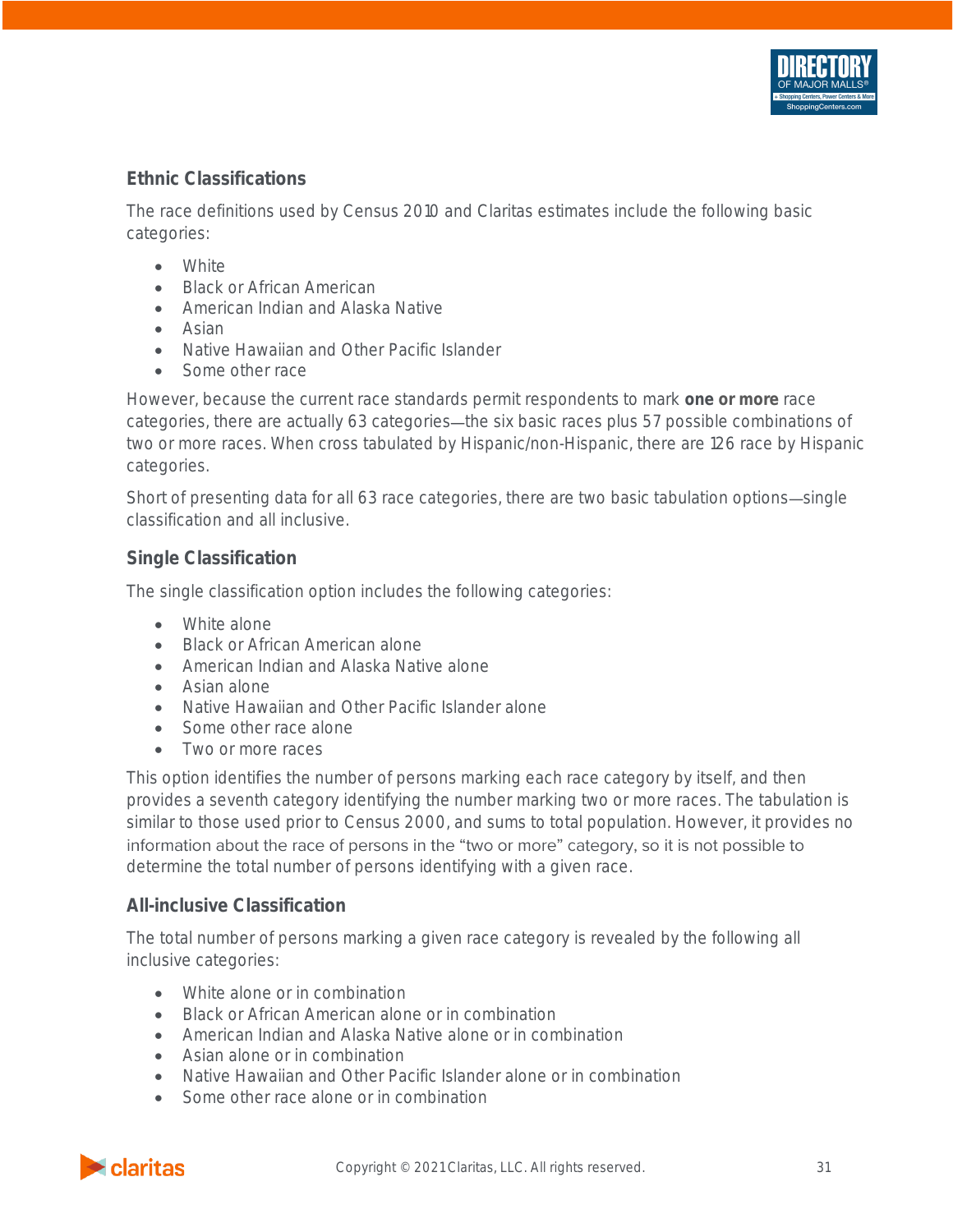## Ethnic Classifications

The race definitions used by Census 2010 and Claritas estimates include the following basic categories:

- White
- Black or African American
- American Indian and Alaska Native
- Asian
- Native Hawaiian and Other Pacific Islander
- Some other race

However, because the current race standards permit respondents to mark **one or more** race categories, there are actually 63 categories—the six basic races plus 57 possible combinations of two or more races. When cross tabulated by Hispanic/non-Hispanic, there are 126 race by Hispanic categories.

Short of presenting data for all 63 race categories, there are two basic tabulation options—single classification and all inclusive.

### Single Classification

The single classification option includes the following categories:

- White alone
- Black or African American alone
- American Indian and Alaska Native alone
- Asian alone
- Native Hawaiian and Other Pacific Islander alone
- Some other race alone
- Two or more races

This option identifies the number of persons marking each race category by itself, and then provides a seventh category identifying the number marking two or more races. The tabulation is similar to those used prior to Census 2000, and sums to total population. However, it provides no information about the race of persons in the "two or more" category, so it is not possible to determine the total number of persons identifying with a given race.

### All-inclusive Classification

The total number of persons marking a given race category is revealed by the following all inclusive categories:

- White alone or in combination
- Black or African American alone or in combination
- American Indian and Alaska Native alone or in combination
- Asian alone or in combination
- Native Hawaiian and Other Pacific Islander alone or in combination
- Some other race alone or in combination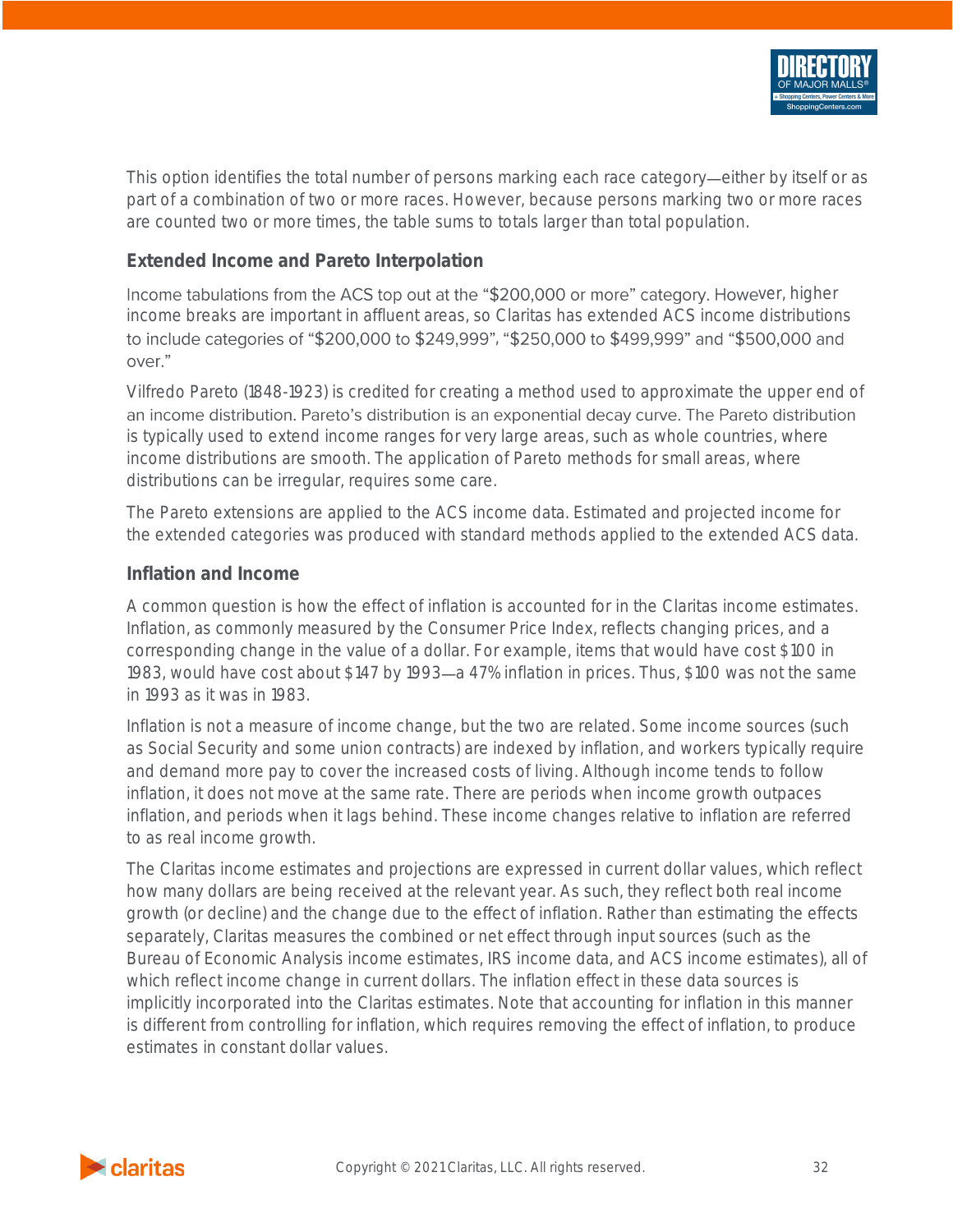This option identifies the total number of persons marking each race category—either by itself or as part of a combination of two or more races. However, because persons marking two or more races are counted two or more times, the table sums to totals larger than total population.

### Extended Income and Pareto Interpolation

Income tabulations from the ACS top out at the "$200,000 or more" category. However, higher income breaks are important in affluent areas, so Claritas has extended ACS income distributions to include categories of "$200,000 to $249,999", "$250,000 to $499,999" and "$500,000 and over."

Vilfredo Pareto (1848-1923) is credited for creating a method used to approximate the upper end of an income distribution. Pareto's distribution is an exponential decay curve. The Pareto distribution is typically used to extend income ranges for very large areas, such as whole countries, where income distributions are smooth. The application of Pareto methods for small areas, where distributions can be irregular, requires some care.

The Pareto extensions are applied to the ACS income data. Estimated and projected income for the extended categories was produced with standard methods applied to the extended ACS data.

### Inflation and Income

A common question is how the effect of inflation is accounted for in the Claritas income estimates. Inflation, as commonly measured by the Consumer Price Index, reflects changing prices, and a corresponding change in the value of a dollar. For example, items that would have cost $100 in 1983, would have cost about $147 by 1993—a 47% inflation in prices. Thus, $100 was not the same in 1993 as it was in 1983.

Inflation is not a measure of income change, but the two are related. Some income sources (such as Social Security and some union contracts) are indexed by inflation, and workers typically require and demand more pay to cover the increased costs of living. Although income tends to follow inflation, it does not move at the same rate. There are periods when income growth outpaces inflation, and periods when it lags behind. These income changes relative to inflation are referred to as real income growth.

The Claritas income estimates and projections are expressed in current dollar values, which reflect how many dollars are being received at the relevant year. As such, they reflect both real income growth (or decline) and the change due to the effect of inflation. Rather than estimating the effects separately, Claritas measures the combined or net effect through input sources (such as the Bureau of Economic Analysis income estimates, IRS income data, and ACS income estimates), all of which reflect income change in current dollars. The inflation effect in these data sources is implicitly incorporated into the Claritas estimates. Note that accounting for inflation in this manner is different from controlling for inflation, which requires removing the effect of inflation, to produce estimates in constant dollar values.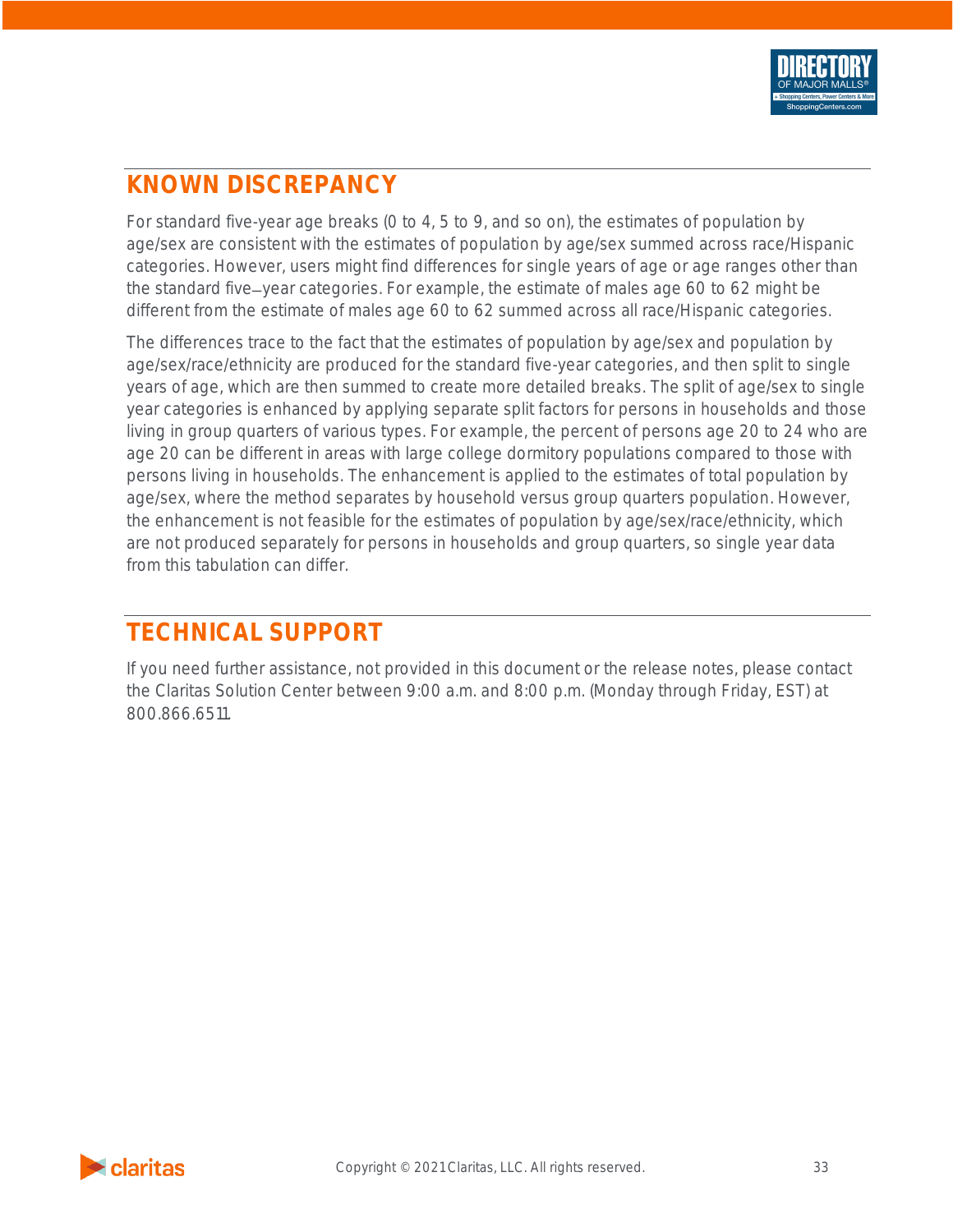## KNOWN DISCREPANCY

For standard five-year age breaks (0 to 4, 5 to 9, and so on), the estimates of population by age/sex are consistent with the estimates of population by age/sex summed across race/Hispanic categories. However, users might find differences for single years of age or age ranges other than the standard five-year categories. For example, the estimate of males age 60 to 62 might be different from the estimate of males age 60 to 62 summed across all race/Hispanic categories.

The differences trace to the fact that the estimates of population by age/sex and population by age/sex/race/ethnicity are produced for the standard five-year categories, and then split to single years of age, which are then summed to create more detailed breaks. The split of age/sex to single year categories is enhanced by applying separate split factors for persons in households and those living in group quarters of various types. For example, the percent of persons age 20 to 24 who are age 20 can be different in areas with large college dormitory populations compared to those with persons living in households. The enhancement is applied to the estimates of total population by age/sex, where the method separates by household versus group quarters population. However, the enhancement is not feasible for the estimates of population by age/sex/race/ethnicity, which are not produced separately for persons in households and group quarters, so single year data from this tabulation can differ.

## TECHNICAL SUPPORT

If you need further assistance, not provided in this document or the release notes, please contact the Claritas Solution Center between 9:00 a.m. and 8:00 p.m. (Monday through Friday, EST) at 800.866.6511.